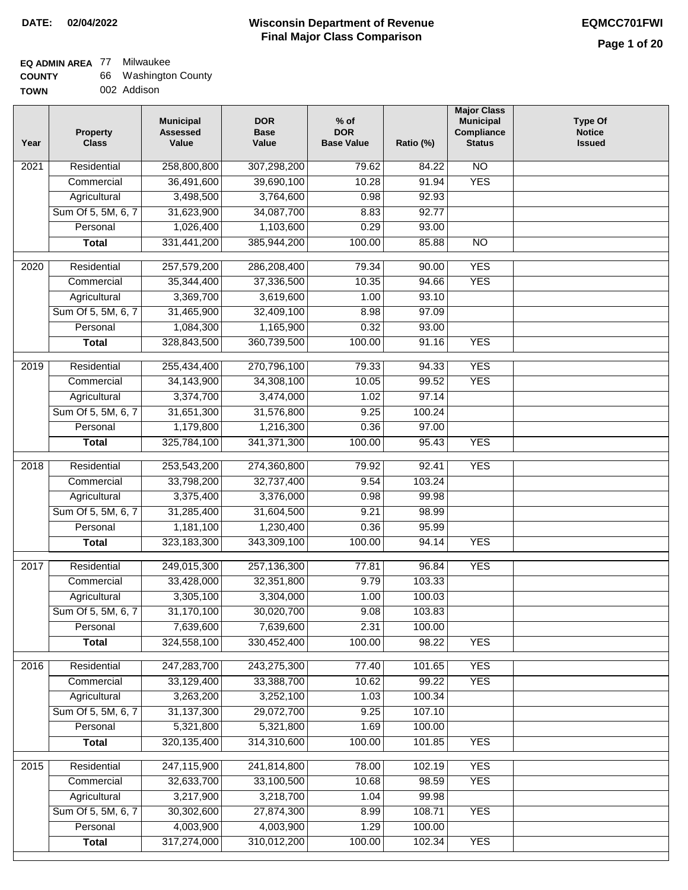**DATE: 02/04/2022**

# Wisconsin Department of Revenue
## Final Major Class Comparison

**EQMCC701FWI**

**EQ ADMIN AREA** 77 Milwaukee
**COUNTY** 66 Washington County
**TOWN** 002 Addison

| Year | Property Class | Municipal Assessed Value | DOR Base Value | % of DOR Base Value | Ratio (%) | Major Class Municipal Compliance Status | Type Of Notice Issued |
|---|---|---|---|---|---|---|---|
| 2021 | Residential | 258,800,800 | 307,298,200 | 79.62 | 84.22 | NO | |
| | Commercial | 36,491,600 | 39,690,100 | 10.28 | 91.94 | YES | |
| | Agricultural | 3,498,500 | 3,764,600 | 0.98 | 92.93 | | |
| | Sum Of 5, 5M, 6, 7 | 31,623,900 | 34,087,700 | 8.83 | 92.77 | | |
| | Personal | 1,026,400 | 1,103,600 | 0.29 | 93.00 | | |
| | **Total** | 331,441,200 | 385,944,200 | 100.00 | 85.88 | NO | |
| 2020 | Residential | 257,579,200 | 286,208,400 | 79.34 | 90.00 | YES | |
| | Commercial | 35,344,400 | 37,336,500 | 10.35 | 94.66 | YES | |
| | Agricultural | 3,369,700 | 3,619,600 | 1.00 | 93.10 | | |
| | Sum Of 5, 5M, 6, 7 | 31,465,900 | 32,409,100 | 8.98 | 97.09 | | |
| | Personal | 1,084,300 | 1,165,900 | 0.32 | 93.00 | | |
| | **Total** | 328,843,500 | 360,739,500 | 100.00 | 91.16 | YES | |
| 2019 | Residential | 255,434,400 | 270,796,100 | 79.33 | 94.33 | YES | |
| | Commercial | 34,143,900 | 34,308,100 | 10.05 | 99.52 | YES | |
| | Agricultural | 3,374,700 | 3,474,000 | 1.02 | 97.14 | | |
| | Sum Of 5, 5M, 6, 7 | 31,651,300 | 31,576,800 | 9.25 | 100.24 | | |
| | Personal | 1,179,800 | 1,216,300 | 0.36 | 97.00 | | |
| | **Total** | 325,784,100 | 341,371,300 | 100.00 | 95.43 | YES | |
| 2018 | Residential | 253,543,200 | 274,360,800 | 79.92 | 92.41 | YES | |
| | Commercial | 33,798,200 | 32,737,400 | 9.54 | 103.24 | | |
| | Agricultural | 3,375,400 | 3,376,000 | 0.98 | 99.98 | | |
| | Sum Of 5, 5M, 6, 7 | 31,285,400 | 31,604,500 | 9.21 | 98.99 | | |
| | Personal | 1,181,100 | 1,230,400 | 0.36 | 95.99 | | |
| | **Total** | 323,183,300 | 343,309,100 | 100.00 | 94.14 | YES | |
| 2017 | Residential | 249,015,300 | 257,136,300 | 77.81 | 96.84 | YES | |
| | Commercial | 33,428,000 | 32,351,800 | 9.79 | 103.33 | | |
| | Agricultural | 3,305,100 | 3,304,000 | 1.00 | 100.03 | | |
| | Sum Of 5, 5M, 6, 7 | 31,170,100 | 30,020,700 | 9.08 | 103.83 | | |
| | Personal | 7,639,600 | 7,639,600 | 2.31 | 100.00 | | |
| | **Total** | 324,558,100 | 330,452,400 | 100.00 | 98.22 | YES | |
| 2016 | Residential | 247,283,700 | 243,275,300 | 77.40 | 101.65 | YES | |
| | Commercial | 33,129,400 | 33,388,700 | 10.62 | 99.22 | YES | |
| | Agricultural | 3,263,200 | 3,252,100 | 1.03 | 100.34 | | |
| | Sum Of 5, 5M, 6, 7 | 31,137,300 | 29,072,700 | 9.25 | 107.10 | | |
| | Personal | 5,321,800 | 5,321,800 | 1.69 | 100.00 | | |
| | **Total** | 320,135,400 | 314,310,600 | 100.00 | 101.85 | YES | |
| 2015 | Residential | 247,115,900 | 241,814,800 | 78.00 | 102.19 | YES | |
| | Commercial | 32,633,700 | 33,100,500 | 10.68 | 98.59 | YES | |
| | Agricultural | 3,217,900 | 3,218,700 | 1.04 | 99.98 | | |
| | Sum Of 5, 5M, 6, 7 | 30,302,600 | 27,874,300 | 8.99 | 108.71 | YES | |
| | Personal | 4,003,900 | 4,003,900 | 1.29 | 100.00 | | |
| | **Total** | 317,274,000 | 310,012,200 | 100.00 | 102.34 | YES | |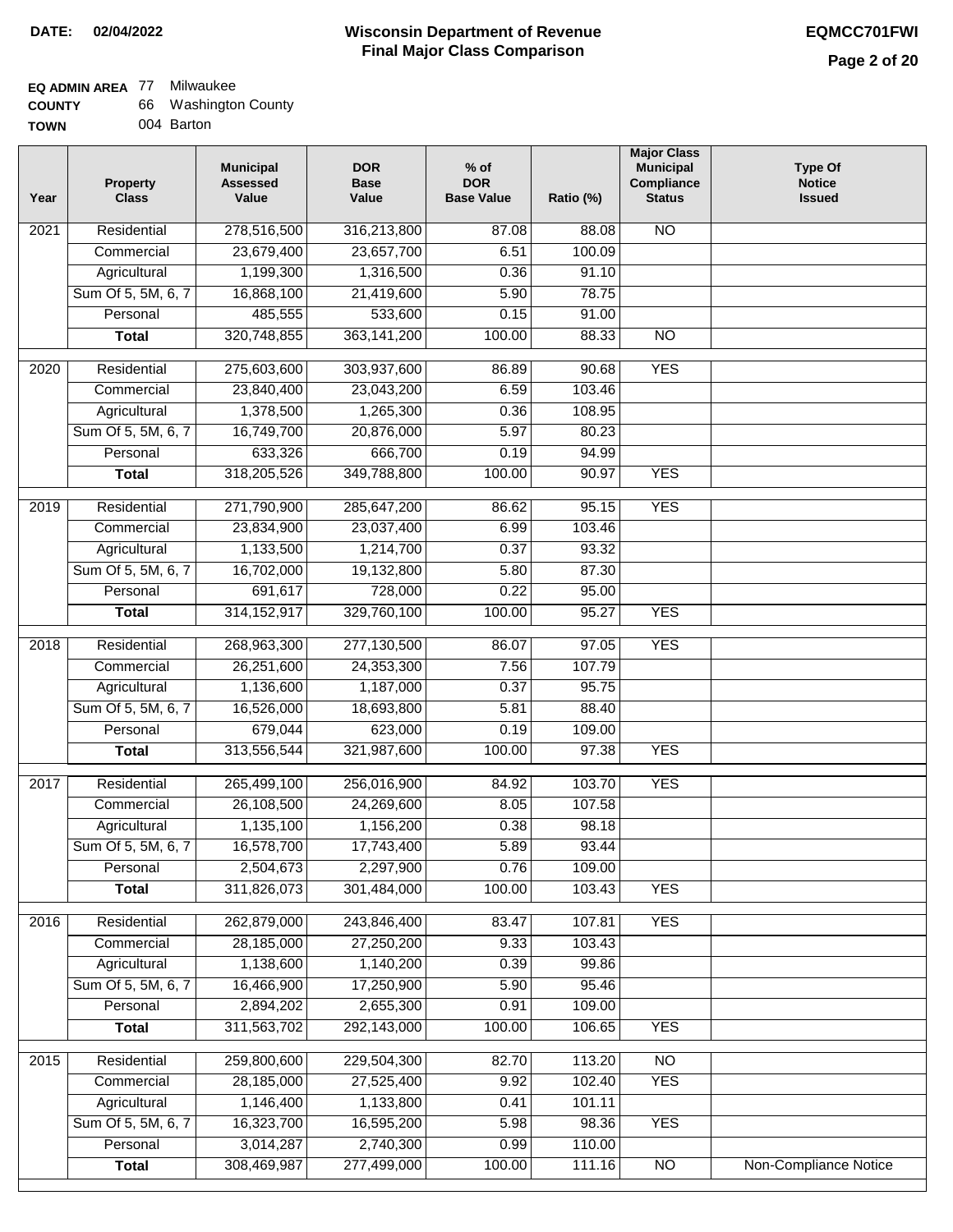**DATE:** 02/04/2022

# Wisconsin Department of Revenue Final Major Class Comparison

**EQMCC701FWI**

**EQ ADMIN AREA** 77 Milwaukee
**COUNTY** 66 Washington County
**TOWN** 004 Barton

| Year | Property Class | Municipal Assessed Value | DOR Base Value | % of DOR Base Value | Ratio (%) | Major Class Municipal Compliance Status | Type Of Notice Issued |
|---|---|---|---|---|---|---|---|
| 2021 | Residential | 278,516,500 | 316,213,800 | 87.08 | 88.08 | NO | |
| | Commercial | 23,679,400 | 23,657,700 | 6.51 | 100.09 | | |
| | Agricultural | 1,199,300 | 1,316,500 | 0.36 | 91.10 | | |
| | Sum Of 5, 5M, 6, 7 | 16,868,100 | 21,419,600 | 5.90 | 78.75 | | |
| | Personal | 485,555 | 533,600 | 0.15 | 91.00 | | |
| | **Total** | 320,748,855 | 363,141,200 | 100.00 | 88.33 | NO | |
| 2020 | Residential | 275,603,600 | 303,937,600 | 86.89 | 90.68 | YES | |
| | Commercial | 23,840,400 | 23,043,200 | 6.59 | 103.46 | | |
| | Agricultural | 1,378,500 | 1,265,300 | 0.36 | 108.95 | | |
| | Sum Of 5, 5M, 6, 7 | 16,749,700 | 20,876,000 | 5.97 | 80.23 | | |
| | Personal | 633,326 | 666,700 | 0.19 | 94.99 | | |
| | **Total** | 318,205,526 | 349,788,800 | 100.00 | 90.97 | YES | |
| 2019 | Residential | 271,790,900 | 285,647,200 | 86.62 | 95.15 | YES | |
| | Commercial | 23,834,900 | 23,037,400 | 6.99 | 103.46 | | |
| | Agricultural | 1,133,500 | 1,214,700 | 0.37 | 93.32 | | |
| | Sum Of 5, 5M, 6, 7 | 16,702,000 | 19,132,800 | 5.80 | 87.30 | | |
| | Personal | 691,617 | 728,000 | 0.22 | 95.00 | | |
| | **Total** | 314,152,917 | 329,760,100 | 100.00 | 95.27 | YES | |
| 2018 | Residential | 268,963,300 | 277,130,500 | 86.07 | 97.05 | YES | |
| | Commercial | 26,251,600 | 24,353,300 | 7.56 | 107.79 | | |
| | Agricultural | 1,136,600 | 1,187,000 | 0.37 | 95.75 | | |
| | Sum Of 5, 5M, 6, 7 | 16,526,000 | 18,693,800 | 5.81 | 88.40 | | |
| | Personal | 679,044 | 623,000 | 0.19 | 109.00 | | |
| | **Total** | 313,556,544 | 321,987,600 | 100.00 | 97.38 | YES | |
| 2017 | Residential | 265,499,100 | 256,016,900 | 84.92 | 103.70 | YES | |
| | Commercial | 26,108,500 | 24,269,600 | 8.05 | 107.58 | | |
| | Agricultural | 1,135,100 | 1,156,200 | 0.38 | 98.18 | | |
| | Sum Of 5, 5M, 6, 7 | 16,578,700 | 17,743,400 | 5.89 | 93.44 | | |
| | Personal | 2,504,673 | 2,297,900 | 0.76 | 109.00 | | |
| | **Total** | 311,826,073 | 301,484,000 | 100.00 | 103.43 | YES | |
| 2016 | Residential | 262,879,000 | 243,846,400 | 83.47 | 107.81 | YES | |
| | Commercial | 28,185,000 | 27,250,200 | 9.33 | 103.43 | | |
| | Agricultural | 1,138,600 | 1,140,200 | 0.39 | 99.86 | | |
| | Sum Of 5, 5M, 6, 7 | 16,466,900 | 17,250,900 | 5.90 | 95.46 | | |
| | Personal | 2,894,202 | 2,655,300 | 0.91 | 109.00 | | |
| | **Total** | 311,563,702 | 292,143,000 | 100.00 | 106.65 | YES | |
| 2015 | Residential | 259,800,600 | 229,504,300 | 82.70 | 113.20 | NO | |
| | Commercial | 28,185,000 | 27,525,400 | 9.92 | 102.40 | YES | |
| | Agricultural | 1,146,400 | 1,133,800 | 0.41 | 101.11 | | |
| | Sum Of 5, 5M, 6, 7 | 16,323,700 | 16,595,200 | 5.98 | 98.36 | YES | |
| | Personal | 3,014,287 | 2,740,300 | 0.99 | 110.00 | | |
| | **Total** | 308,469,987 | 277,499,000 | 100.00 | 111.16 | NO | Non-Compliance Notice |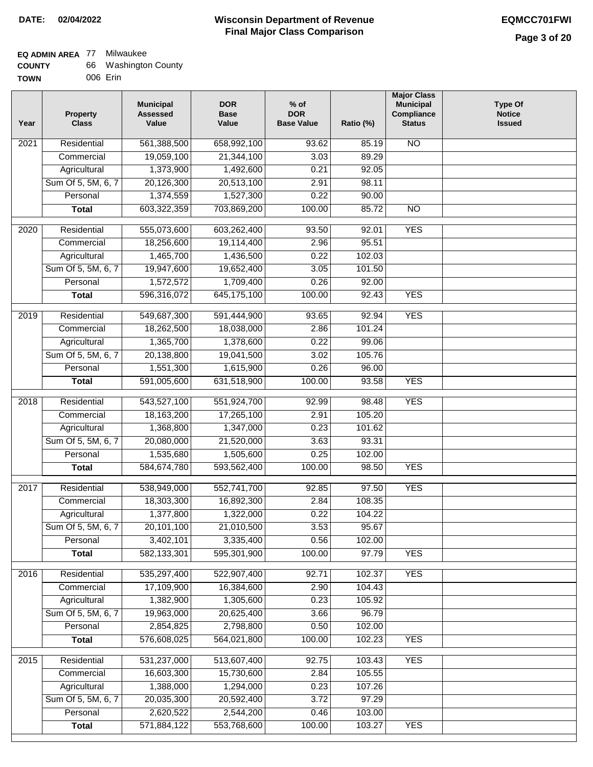**DATE: 02/04/2022**

# Wisconsin Department of Revenue
## Final Major Class Comparison

**EQMCC701FWI**

**EQ ADMIN AREA** 77 Milwaukee
**COUNTY** 66 Washington County
**TOWN** 006 Erin

| Year | Property Class | Municipal Assessed Value | DOR Base Value | % of DOR Base Value | Ratio (%) | Major Class Municipal Compliance Status | Type Of Notice Issued |
|---|---|---|---|---|---|---|---|
| 2021 | Residential | 561,388,500 | 658,992,100 | 93.62 | 85.19 | NO | |
| | Commercial | 19,059,100 | 21,344,100 | 3.03 | 89.29 | | |
| | Agricultural | 1,373,900 | 1,492,600 | 0.21 | 92.05 | | |
| | Sum Of 5, 5M, 6, 7 | 20,126,300 | 20,513,100 | 2.91 | 98.11 | | |
| | Personal | 1,374,559 | 1,527,300 | 0.22 | 90.00 | | |
| | **Total** | 603,322,359 | 703,869,200 | 100.00 | 85.72 | NO | |
| 2020 | Residential | 555,073,600 | 603,262,400 | 93.50 | 92.01 | YES | |
| | Commercial | 18,256,600 | 19,114,400 | 2.96 | 95.51 | | |
| | Agricultural | 1,465,700 | 1,436,500 | 0.22 | 102.03 | | |
| | Sum Of 5, 5M, 6, 7 | 19,947,600 | 19,652,400 | 3.05 | 101.50 | | |
| | Personal | 1,572,572 | 1,709,400 | 0.26 | 92.00 | | |
| | **Total** | 596,316,072 | 645,175,100 | 100.00 | 92.43 | YES | |
| 2019 | Residential | 549,687,300 | 591,444,900 | 93.65 | 92.94 | YES | |
| | Commercial | 18,262,500 | 18,038,000 | 2.86 | 101.24 | | |
| | Agricultural | 1,365,700 | 1,378,600 | 0.22 | 99.06 | | |
| | Sum Of 5, 5M, 6, 7 | 20,138,800 | 19,041,500 | 3.02 | 105.76 | | |
| | Personal | 1,551,300 | 1,615,900 | 0.26 | 96.00 | | |
| | **Total** | 591,005,600 | 631,518,900 | 100.00 | 93.58 | YES | |
| 2018 | Residential | 543,527,100 | 551,924,700 | 92.99 | 98.48 | YES | |
| | Commercial | 18,163,200 | 17,265,100 | 2.91 | 105.20 | | |
| | Agricultural | 1,368,800 | 1,347,000 | 0.23 | 101.62 | | |
| | Sum Of 5, 5M, 6, 7 | 20,080,000 | 21,520,000 | 3.63 | 93.31 | | |
| | Personal | 1,535,680 | 1,505,600 | 0.25 | 102.00 | | |
| | **Total** | 584,674,780 | 593,562,400 | 100.00 | 98.50 | YES | |
| 2017 | Residential | 538,949,000 | 552,741,700 | 92.85 | 97.50 | YES | |
| | Commercial | 18,303,300 | 16,892,300 | 2.84 | 108.35 | | |
| | Agricultural | 1,377,800 | 1,322,000 | 0.22 | 104.22 | | |
| | Sum Of 5, 5M, 6, 7 | 20,101,100 | 21,010,500 | 3.53 | 95.67 | | |
| | Personal | 3,402,101 | 3,335,400 | 0.56 | 102.00 | | |
| | **Total** | 582,133,301 | 595,301,900 | 100.00 | 97.79 | YES | |
| 2016 | Residential | 535,297,400 | 522,907,400 | 92.71 | 102.37 | YES | |
| | Commercial | 17,109,900 | 16,384,600 | 2.90 | 104.43 | | |
| | Agricultural | 1,382,900 | 1,305,600 | 0.23 | 105.92 | | |
| | Sum Of 5, 5M, 6, 7 | 19,963,000 | 20,625,400 | 3.66 | 96.79 | | |
| | Personal | 2,854,825 | 2,798,800 | 0.50 | 102.00 | | |
| | **Total** | 576,608,025 | 564,021,800 | 100.00 | 102.23 | YES | |
| 2015 | Residential | 531,237,000 | 513,607,400 | 92.75 | 103.43 | YES | |
| | Commercial | 16,603,300 | 15,730,600 | 2.84 | 105.55 | | |
| | Agricultural | 1,388,000 | 1,294,000 | 0.23 | 107.26 | | |
| | Sum Of 5, 5M, 6, 7 | 20,035,300 | 20,592,400 | 3.72 | 97.29 | | |
| | Personal | 2,620,522 | 2,544,200 | 0.46 | 103.00 | | |
| | **Total** | 571,884,122 | 553,768,600 | 100.00 | 103.27 | YES | |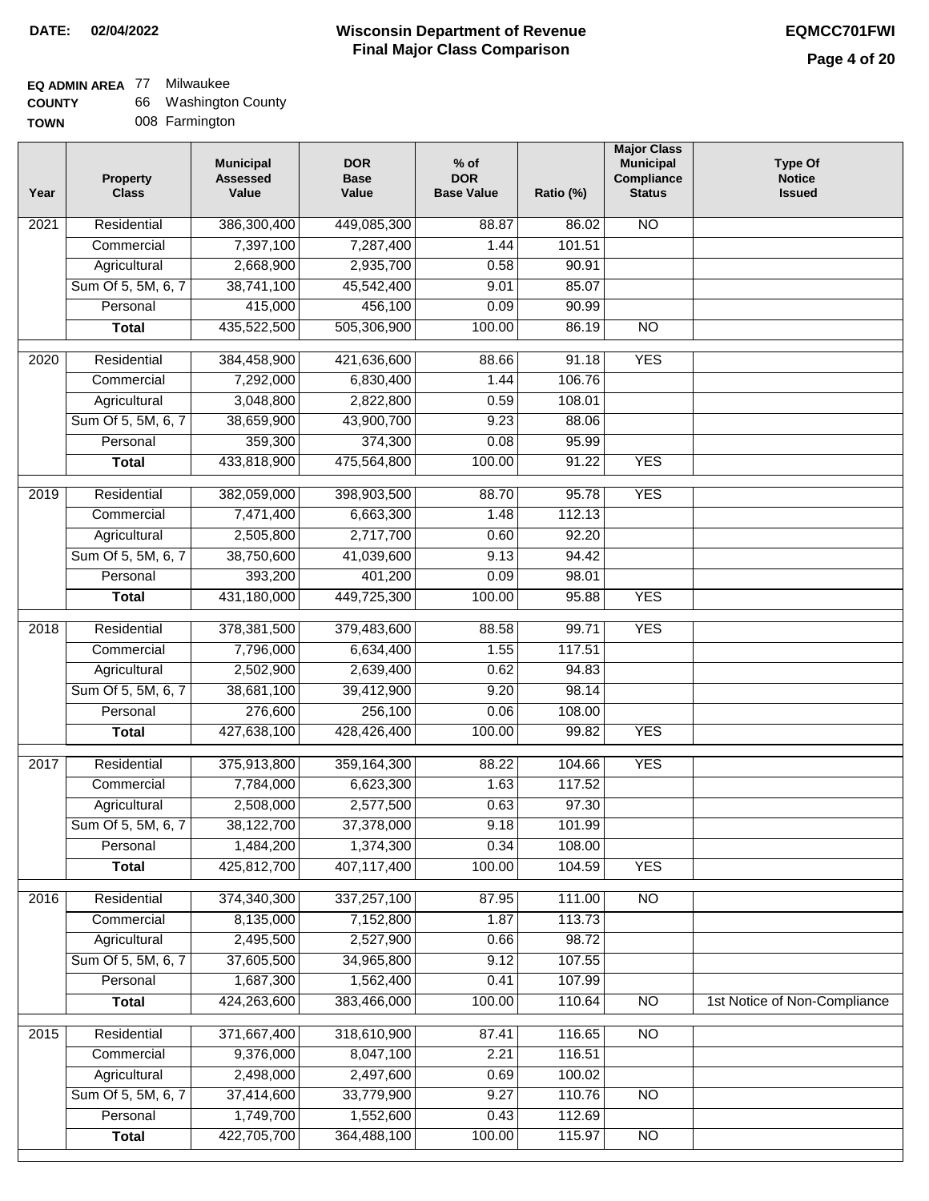**DATE:** 02/04/2022

# Wisconsin Department of Revenue
## Final Major Class Comparison

**EQMCC701FWI**

**EQ ADMIN AREA** 77 Milwaukee
**COUNTY** 66 Washington County
**TOWN** 008 Farmington

| Year | Property Class | Municipal Assessed Value | DOR Base Value | % of DOR Base Value | Ratio (%) | Major Class Municipal Compliance Status | Type Of Notice Issued |
|---|---|---|---|---|---|---|---|
| 2021 | Residential | 386,300,400 | 449,085,300 | 88.87 | 86.02 | NO | |
| | Commercial | 7,397,100 | 7,287,400 | 1.44 | 101.51 | | |
| | Agricultural | 2,668,900 | 2,935,700 | 0.58 | 90.91 | | |
| | Sum Of 5, 5M, 6, 7 | 38,741,100 | 45,542,400 | 9.01 | 85.07 | | |
| | Personal | 415,000 | 456,100 | 0.09 | 90.99 | | |
| | **Total** | 435,522,500 | 505,306,900 | 100.00 | 86.19 | NO | |
| 2020 | Residential | 384,458,900 | 421,636,600 | 88.66 | 91.18 | YES | |
| | Commercial | 7,292,000 | 6,830,400 | 1.44 | 106.76 | | |
| | Agricultural | 3,048,800 | 2,822,800 | 0.59 | 108.01 | | |
| | Sum Of 5, 5M, 6, 7 | 38,659,900 | 43,900,700 | 9.23 | 88.06 | | |
| | Personal | 359,300 | 374,300 | 0.08 | 95.99 | | |
| | **Total** | 433,818,900 | 475,564,800 | 100.00 | 91.22 | YES | |
| 2019 | Residential | 382,059,000 | 398,903,500 | 88.70 | 95.78 | YES | |
| | Commercial | 7,471,400 | 6,663,300 | 1.48 | 112.13 | | |
| | Agricultural | 2,505,800 | 2,717,700 | 0.60 | 92.20 | | |
| | Sum Of 5, 5M, 6, 7 | 38,750,600 | 41,039,600 | 9.13 | 94.42 | | |
| | Personal | 393,200 | 401,200 | 0.09 | 98.01 | | |
| | **Total** | 431,180,000 | 449,725,300 | 100.00 | 95.88 | YES | |
| 2018 | Residential | 378,381,500 | 379,483,600 | 88.58 | 99.71 | YES | |
| | Commercial | 7,796,000 | 6,634,400 | 1.55 | 117.51 | | |
| | Agricultural | 2,502,900 | 2,639,400 | 0.62 | 94.83 | | |
| | Sum Of 5, 5M, 6, 7 | 38,681,100 | 39,412,900 | 9.20 | 98.14 | | |
| | Personal | 276,600 | 256,100 | 0.06 | 108.00 | | |
| | **Total** | 427,638,100 | 428,426,400 | 100.00 | 99.82 | YES | |
| 2017 | Residential | 375,913,800 | 359,164,300 | 88.22 | 104.66 | YES | |
| | Commercial | 7,784,000 | 6,623,300 | 1.63 | 117.52 | | |
| | Agricultural | 2,508,000 | 2,577,500 | 0.63 | 97.30 | | |
| | Sum Of 5, 5M, 6, 7 | 38,122,700 | 37,378,000 | 9.18 | 101.99 | | |
| | Personal | 1,484,200 | 1,374,300 | 0.34 | 108.00 | | |
| | **Total** | 425,812,700 | 407,117,400 | 100.00 | 104.59 | YES | |
| 2016 | Residential | 374,340,300 | 337,257,100 | 87.95 | 111.00 | NO | |
| | Commercial | 8,135,000 | 7,152,800 | 1.87 | 113.73 | | |
| | Agricultural | 2,495,500 | 2,527,900 | 0.66 | 98.72 | | |
| | Sum Of 5, 5M, 6, 7 | 37,605,500 | 34,965,800 | 9.12 | 107.55 | | |
| | Personal | 1,687,300 | 1,562,400 | 0.41 | 107.99 | | |
| | **Total** | 424,263,600 | 383,466,000 | 100.00 | 110.64 | NO | 1st Notice of Non-Compliance |
| 2015 | Residential | 371,667,400 | 318,610,900 | 87.41 | 116.65 | NO | |
| | Commercial | 9,376,000 | 8,047,100 | 2.21 | 116.51 | | |
| | Agricultural | 2,498,000 | 2,497,600 | 0.69 | 100.02 | | |
| | Sum Of 5, 5M, 6, 7 | 37,414,600 | 33,779,900 | 9.27 | 110.76 | NO | |
| | Personal | 1,749,700 | 1,552,600 | 0.43 | 112.69 | | |
| | **Total** | 422,705,700 | 364,488,100 | 100.00 | 115.97 | NO | |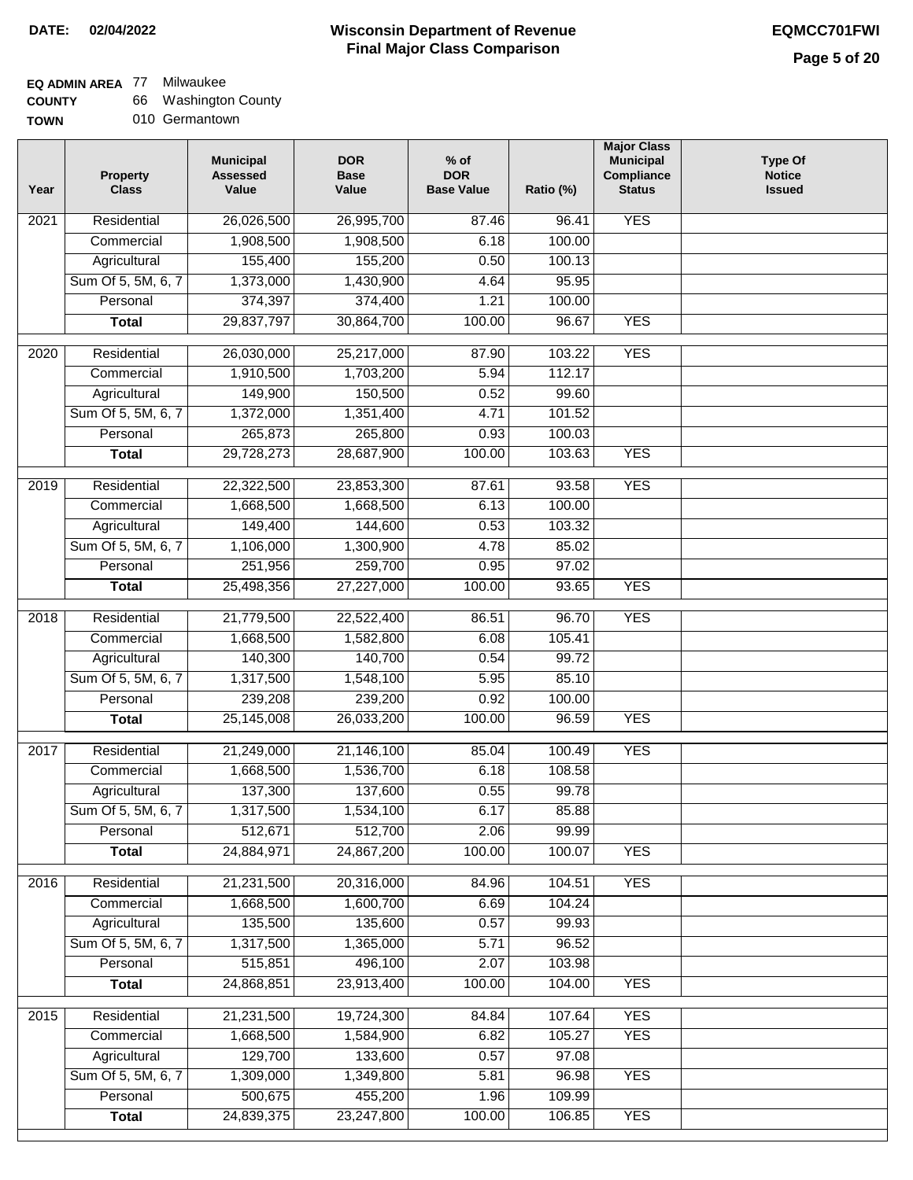**DATE: 02/04/2022**

# Wisconsin Department of Revenue
## Final Major Class Comparison

**EQMCC701FWI**

**EQ ADMIN AREA** 77 Milwaukee
**COUNTY** 66 Washington County
**TOWN** 010 Germantown

| Year | Property Class | Municipal Assessed Value | DOR Base Value | % of DOR Base Value | Ratio (%) | Major Class Municipal Compliance Status | Type Of Notice Issued |
|---|---|---|---|---|---|---|---|
| 2021 | Residential | 26,026,500 | 26,995,700 | 87.46 | 96.41 | YES | |
| | Commercial | 1,908,500 | 1,908,500 | 6.18 | 100.00 | | |
| | Agricultural | 155,400 | 155,200 | 0.50 | 100.13 | | |
| | Sum Of 5, 5M, 6, 7 | 1,373,000 | 1,430,900 | 4.64 | 95.95 | | |
| | Personal | 374,397 | 374,400 | 1.21 | 100.00 | | |
| | **Total** | 29,837,797 | 30,864,700 | 100.00 | 96.67 | YES | |
| 2020 | Residential | 26,030,000 | 25,217,000 | 87.90 | 103.22 | YES | |
| | Commercial | 1,910,500 | 1,703,200 | 5.94 | 112.17 | | |
| | Agricultural | 149,900 | 150,500 | 0.52 | 99.60 | | |
| | Sum Of 5, 5M, 6, 7 | 1,372,000 | 1,351,400 | 4.71 | 101.52 | | |
| | Personal | 265,873 | 265,800 | 0.93 | 100.03 | | |
| | **Total** | 29,728,273 | 28,687,900 | 100.00 | 103.63 | YES | |
| 2019 | Residential | 22,322,500 | 23,853,300 | 87.61 | 93.58 | YES | |
| | Commercial | 1,668,500 | 1,668,500 | 6.13 | 100.00 | | |
| | Agricultural | 149,400 | 144,600 | 0.53 | 103.32 | | |
| | Sum Of 5, 5M, 6, 7 | 1,106,000 | 1,300,900 | 4.78 | 85.02 | | |
| | Personal | 251,956 | 259,700 | 0.95 | 97.02 | | |
| | **Total** | 25,498,356 | 27,227,000 | 100.00 | 93.65 | YES | |
| 2018 | Residential | 21,779,500 | 22,522,400 | 86.51 | 96.70 | YES | |
| | Commercial | 1,668,500 | 1,582,800 | 6.08 | 105.41 | | |
| | Agricultural | 140,300 | 140,700 | 0.54 | 99.72 | | |
| | Sum Of 5, 5M, 6, 7 | 1,317,500 | 1,548,100 | 5.95 | 85.10 | | |
| | Personal | 239,208 | 239,200 | 0.92 | 100.00 | | |
| | **Total** | 25,145,008 | 26,033,200 | 100.00 | 96.59 | YES | |
| 2017 | Residential | 21,249,000 | 21,146,100 | 85.04 | 100.49 | YES | |
| | Commercial | 1,668,500 | 1,536,700 | 6.18 | 108.58 | | |
| | Agricultural | 137,300 | 137,600 | 0.55 | 99.78 | | |
| | Sum Of 5, 5M, 6, 7 | 1,317,500 | 1,534,100 | 6.17 | 85.88 | | |
| | Personal | 512,671 | 512,700 | 2.06 | 99.99 | | |
| | **Total** | 24,884,971 | 24,867,200 | 100.00 | 100.07 | YES | |
| 2016 | Residential | 21,231,500 | 20,316,000 | 84.96 | 104.51 | YES | |
| | Commercial | 1,668,500 | 1,600,700 | 6.69 | 104.24 | | |
| | Agricultural | 135,500 | 135,600 | 0.57 | 99.93 | | |
| | Sum Of 5, 5M, 6, 7 | 1,317,500 | 1,365,000 | 5.71 | 96.52 | | |
| | Personal | 515,851 | 496,100 | 2.07 | 103.98 | | |
| | **Total** | 24,868,851 | 23,913,400 | 100.00 | 104.00 | YES | |
| 2015 | Residential | 21,231,500 | 19,724,300 | 84.84 | 107.64 | YES | |
| | Commercial | 1,668,500 | 1,584,900 | 6.82 | 105.27 | YES | |
| | Agricultural | 129,700 | 133,600 | 0.57 | 97.08 | | |
| | Sum Of 5, 5M, 6, 7 | 1,309,000 | 1,349,800 | 5.81 | 96.98 | YES | |
| | Personal | 500,675 | 455,200 | 1.96 | 109.99 | | |
| | **Total** | 24,839,375 | 23,247,800 | 100.00 | 106.85 | YES | |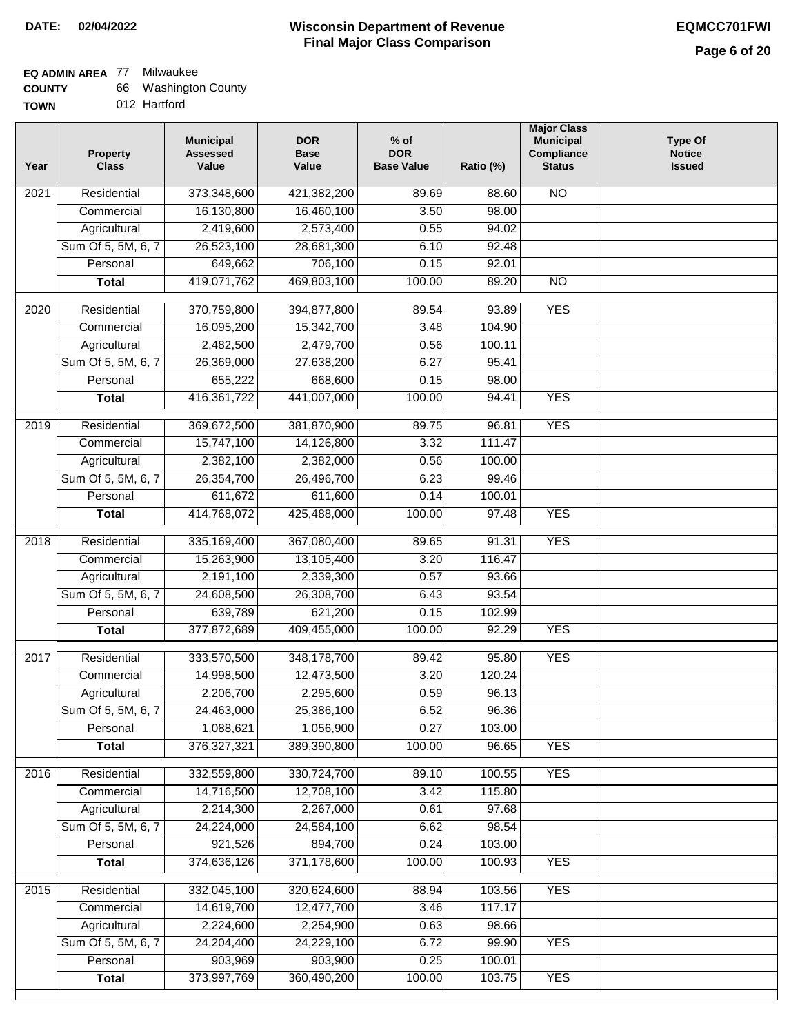**DATE:** 02/04/2022

# Wisconsin Department of Revenue
## Final Major Class Comparison

**EQMCC701FWI**

**EQ ADMIN AREA** 77 Milwaukee
**COUNTY** 66 Washington County
**TOWN** 012 Hartford

| Year | Property Class | Municipal Assessed Value | DOR Base Value | % of DOR Base Value | Ratio (%) | Major Class Municipal Compliance Status | Type Of Notice Issued |
|---|---|---|---|---|---|---|---|
| 2021 | Residential | 373,348,600 | 421,382,200 | 89.69 | 88.60 | NO | |
| | Commercial | 16,130,800 | 16,460,100 | 3.50 | 98.00 | | |
| | Agricultural | 2,419,600 | 2,573,400 | 0.55 | 94.02 | | |
| | Sum Of 5, 5M, 6, 7 | 26,523,100 | 28,681,300 | 6.10 | 92.48 | | |
| | Personal | 649,662 | 706,100 | 0.15 | 92.01 | | |
| | **Total** | 419,071,762 | 469,803,100 | 100.00 | 89.20 | NO | |
| 2020 | Residential | 370,759,800 | 394,877,800 | 89.54 | 93.89 | YES | |
| | Commercial | 16,095,200 | 15,342,700 | 3.48 | 104.90 | | |
| | Agricultural | 2,482,500 | 2,479,700 | 0.56 | 100.11 | | |
| | Sum Of 5, 5M, 6, 7 | 26,369,000 | 27,638,200 | 6.27 | 95.41 | | |
| | Personal | 655,222 | 668,600 | 0.15 | 98.00 | | |
| | **Total** | 416,361,722 | 441,007,000 | 100.00 | 94.41 | YES | |
| 2019 | Residential | 369,672,500 | 381,870,900 | 89.75 | 96.81 | YES | |
| | Commercial | 15,747,100 | 14,126,800 | 3.32 | 111.47 | | |
| | Agricultural | 2,382,100 | 2,382,000 | 0.56 | 100.00 | | |
| | Sum Of 5, 5M, 6, 7 | 26,354,700 | 26,496,700 | 6.23 | 99.46 | | |
| | Personal | 611,672 | 611,600 | 0.14 | 100.01 | | |
| | **Total** | 414,768,072 | 425,488,000 | 100.00 | 97.48 | YES | |
| 2018 | Residential | 335,169,400 | 367,080,400 | 89.65 | 91.31 | YES | |
| | Commercial | 15,263,900 | 13,105,400 | 3.20 | 116.47 | | |
| | Agricultural | 2,191,100 | 2,339,300 | 0.57 | 93.66 | | |
| | Sum Of 5, 5M, 6, 7 | 24,608,500 | 26,308,700 | 6.43 | 93.54 | | |
| | Personal | 639,789 | 621,200 | 0.15 | 102.99 | | |
| | **Total** | 377,872,689 | 409,455,000 | 100.00 | 92.29 | YES | |
| 2017 | Residential | 333,570,500 | 348,178,700 | 89.42 | 95.80 | YES | |
| | Commercial | 14,998,500 | 12,473,500 | 3.20 | 120.24 | | |
| | Agricultural | 2,206,700 | 2,295,600 | 0.59 | 96.13 | | |
| | Sum Of 5, 5M, 6, 7 | 24,463,000 | 25,386,100 | 6.52 | 96.36 | | |
| | Personal | 1,088,621 | 1,056,900 | 0.27 | 103.00 | | |
| | **Total** | 376,327,321 | 389,390,800 | 100.00 | 96.65 | YES | |
| 2016 | Residential | 332,559,800 | 330,724,700 | 89.10 | 100.55 | YES | |
| | Commercial | 14,716,500 | 12,708,100 | 3.42 | 115.80 | | |
| | Agricultural | 2,214,300 | 2,267,000 | 0.61 | 97.68 | | |
| | Sum Of 5, 5M, 6, 7 | 24,224,000 | 24,584,100 | 6.62 | 98.54 | | |
| | Personal | 921,526 | 894,700 | 0.24 | 103.00 | | |
| | **Total** | 374,636,126 | 371,178,600 | 100.00 | 100.93 | YES | |
| 2015 | Residential | 332,045,100 | 320,624,600 | 88.94 | 103.56 | YES | |
| | Commercial | 14,619,700 | 12,477,700 | 3.46 | 117.17 | | |
| | Agricultural | 2,224,600 | 2,254,900 | 0.63 | 98.66 | | |
| | Sum Of 5, 5M, 6, 7 | 24,204,400 | 24,229,100 | 6.72 | 99.90 | YES | |
| | Personal | 903,969 | 903,900 | 0.25 | 100.01 | | |
| | **Total** | 373,997,769 | 360,490,200 | 100.00 | 103.75 | YES | |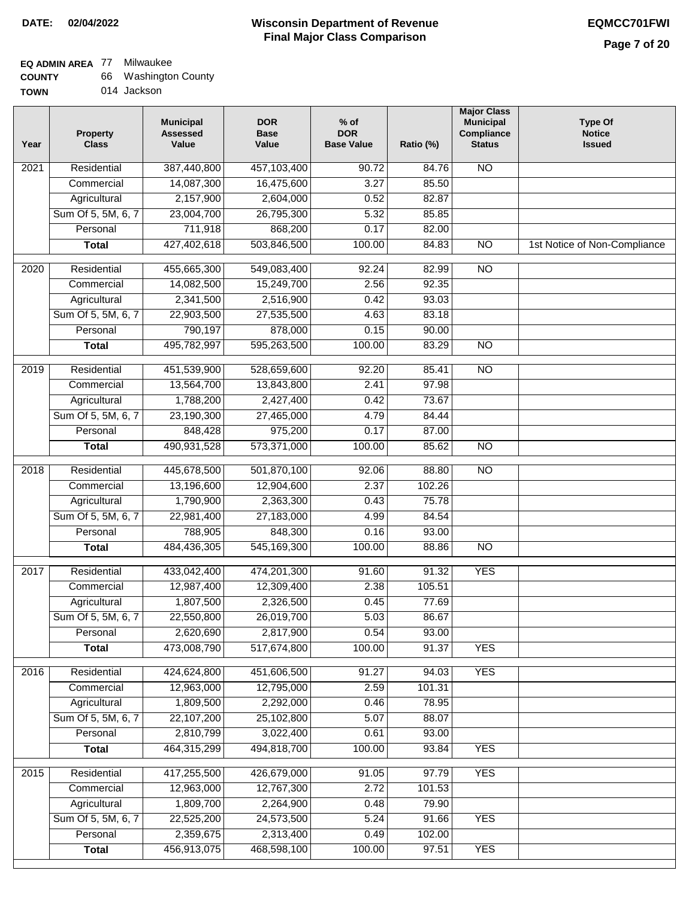**DATE: 02/04/2022**

# Wisconsin Department of Revenue
## Final Major Class Comparison

**EQMCC701FWI**

**EQ ADMIN AREA** 77 Milwaukee
**COUNTY** 66 Washington County
**TOWN** 014 Jackson

| Year | Property Class | Municipal Assessed Value | DOR Base Value | % of DOR Base Value | Ratio (%) | Major Class Municipal Compliance Status | Type Of Notice Issued |
|---|---|---|---|---|---|---|---|
| 2021 | Residential | 387,440,800 | 457,103,400 | 90.72 | 84.76 | NO | |
| | Commercial | 14,087,300 | 16,475,600 | 3.27 | 85.50 | | |
| | Agricultural | 2,157,900 | 2,604,000 | 0.52 | 82.87 | | |
| | Sum Of 5, 5M, 6, 7 | 23,004,700 | 26,795,300 | 5.32 | 85.85 | | |
| | Personal | 711,918 | 868,200 | 0.17 | 82.00 | | |
| | **Total** | 427,402,618 | 503,846,500 | 100.00 | 84.83 | NO | 1st Notice of Non-Compliance |
| 2020 | Residential | 455,665,300 | 549,083,400 | 92.24 | 82.99 | NO | |
| | Commercial | 14,082,500 | 15,249,700 | 2.56 | 92.35 | | |
| | Agricultural | 2,341,500 | 2,516,900 | 0.42 | 93.03 | | |
| | Sum Of 5, 5M, 6, 7 | 22,903,500 | 27,535,500 | 4.63 | 83.18 | | |
| | Personal | 790,197 | 878,000 | 0.15 | 90.00 | | |
| | **Total** | 495,782,997 | 595,263,500 | 100.00 | 83.29 | NO | |
| 2019 | Residential | 451,539,900 | 528,659,600 | 92.20 | 85.41 | NO | |
| | Commercial | 13,564,700 | 13,843,800 | 2.41 | 97.98 | | |
| | Agricultural | 1,788,200 | 2,427,400 | 0.42 | 73.67 | | |
| | Sum Of 5, 5M, 6, 7 | 23,190,300 | 27,465,000 | 4.79 | 84.44 | | |
| | Personal | 848,428 | 975,200 | 0.17 | 87.00 | | |
| | **Total** | 490,931,528 | 573,371,000 | 100.00 | 85.62 | NO | |
| 2018 | Residential | 445,678,500 | 501,870,100 | 92.06 | 88.80 | NO | |
| | Commercial | 13,196,600 | 12,904,600 | 2.37 | 102.26 | | |
| | Agricultural | 1,790,900 | 2,363,300 | 0.43 | 75.78 | | |
| | Sum Of 5, 5M, 6, 7 | 22,981,400 | 27,183,000 | 4.99 | 84.54 | | |
| | Personal | 788,905 | 848,300 | 0.16 | 93.00 | | |
| | **Total** | 484,436,305 | 545,169,300 | 100.00 | 88.86 | NO | |
| 2017 | Residential | 433,042,400 | 474,201,300 | 91.60 | 91.32 | YES | |
| | Commercial | 12,987,400 | 12,309,400 | 2.38 | 105.51 | | |
| | Agricultural | 1,807,500 | 2,326,500 | 0.45 | 77.69 | | |
| | Sum Of 5, 5M, 6, 7 | 22,550,800 | 26,019,700 | 5.03 | 86.67 | | |
| | Personal | 2,620,690 | 2,817,900 | 0.54 | 93.00 | | |
| | **Total** | 473,008,790 | 517,674,800 | 100.00 | 91.37 | YES | |
| 2016 | Residential | 424,624,800 | 451,606,500 | 91.27 | 94.03 | YES | |
| | Commercial | 12,963,000 | 12,795,000 | 2.59 | 101.31 | | |
| | Agricultural | 1,809,500 | 2,292,000 | 0.46 | 78.95 | | |
| | Sum Of 5, 5M, 6, 7 | 22,107,200 | 25,102,800 | 5.07 | 88.07 | | |
| | Personal | 2,810,799 | 3,022,400 | 0.61 | 93.00 | | |
| | **Total** | 464,315,299 | 494,818,700 | 100.00 | 93.84 | YES | |
| 2015 | Residential | 417,255,500 | 426,679,000 | 91.05 | 97.79 | YES | |
| | Commercial | 12,963,000 | 12,767,300 | 2.72 | 101.53 | | |
| | Agricultural | 1,809,700 | 2,264,900 | 0.48 | 79.90 | | |
| | Sum Of 5, 5M, 6, 7 | 22,525,200 | 24,573,500 | 5.24 | 91.66 | YES | |
| | Personal | 2,359,675 | 2,313,400 | 0.49 | 102.00 | | |
| | **Total** | 456,913,075 | 468,598,100 | 100.00 | 97.51 | YES | |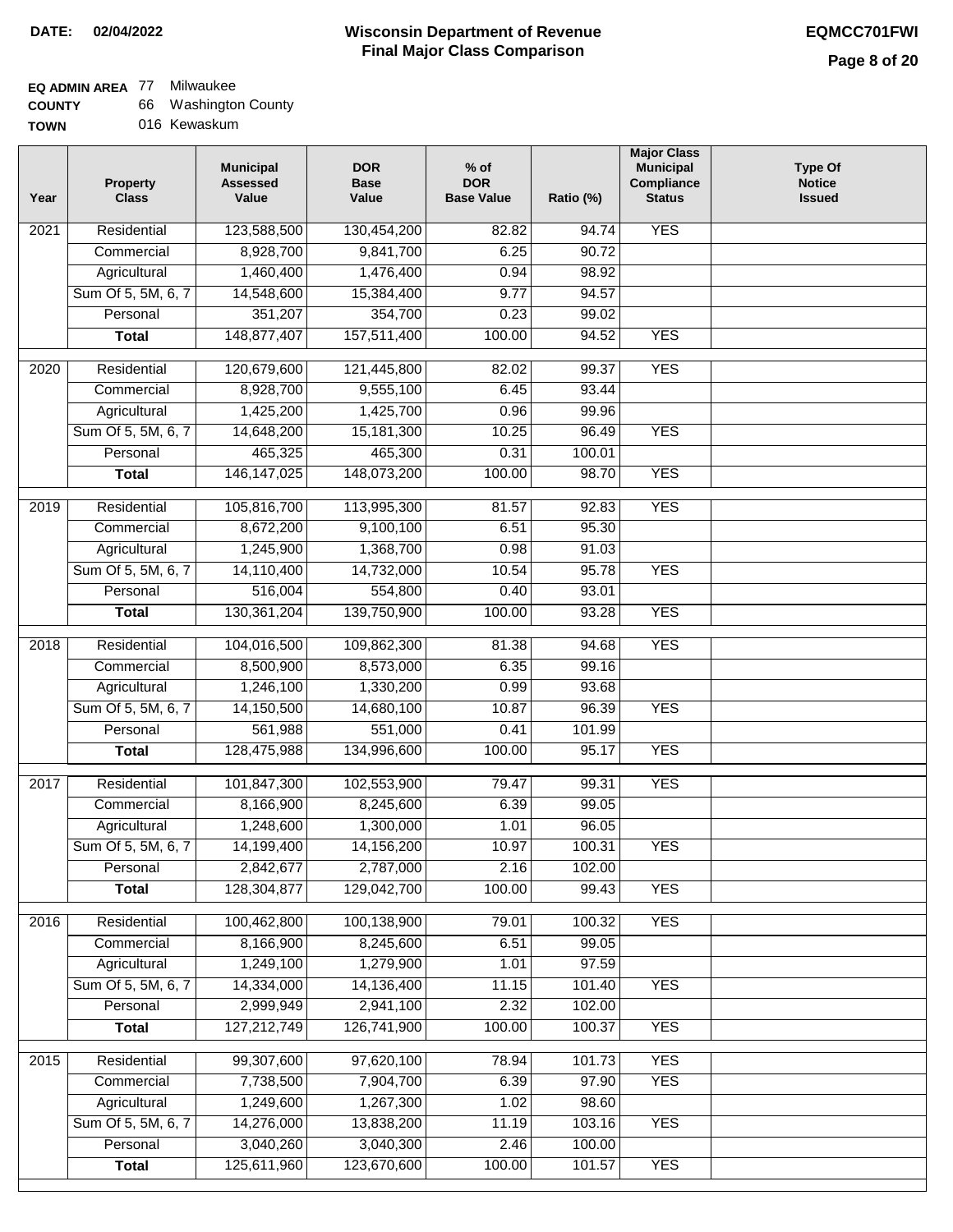**DATE: 02/04/2022**

# Wisconsin Department of Revenue
## Final Major Class Comparison

**EQMCC701FWI**

**EQ ADMIN AREA** 77 Milwaukee
**COUNTY** 66 Washington County
**TOWN** 016 Kewaskum

| Year | Property Class | Municipal Assessed Value | DOR Base Value | % of DOR Base Value | Ratio (%) | Major Class Municipal Compliance Status | Type Of Notice Issued |
|---|---|---|---|---|---|---|---|
| 2021 | Residential | 123,588,500 | 130,454,200 | 82.82 | 94.74 | YES | |
| | Commercial | 8,928,700 | 9,841,700 | 6.25 | 90.72 | | |
| | Agricultural | 1,460,400 | 1,476,400 | 0.94 | 98.92 | | |
| | Sum Of 5, 5M, 6, 7 | 14,548,600 | 15,384,400 | 9.77 | 94.57 | | |
| | Personal | 351,207 | 354,700 | 0.23 | 99.02 | | |
| | **Total** | 148,877,407 | 157,511,400 | 100.00 | 94.52 | YES | |
| 2020 | Residential | 120,679,600 | 121,445,800 | 82.02 | 99.37 | YES | |
| | Commercial | 8,928,700 | 9,555,100 | 6.45 | 93.44 | | |
| | Agricultural | 1,425,200 | 1,425,700 | 0.96 | 99.96 | | |
| | Sum Of 5, 5M, 6, 7 | 14,648,200 | 15,181,300 | 10.25 | 96.49 | YES | |
| | Personal | 465,325 | 465,300 | 0.31 | 100.01 | | |
| | **Total** | 146,147,025 | 148,073,200 | 100.00 | 98.70 | YES | |
| 2019 | Residential | 105,816,700 | 113,995,300 | 81.57 | 92.83 | YES | |
| | Commercial | 8,672,200 | 9,100,100 | 6.51 | 95.30 | | |
| | Agricultural | 1,245,900 | 1,368,700 | 0.98 | 91.03 | | |
| | Sum Of 5, 5M, 6, 7 | 14,110,400 | 14,732,000 | 10.54 | 95.78 | YES | |
| | Personal | 516,004 | 554,800 | 0.40 | 93.01 | | |
| | **Total** | 130,361,204 | 139,750,900 | 100.00 | 93.28 | YES | |
| 2018 | Residential | 104,016,500 | 109,862,300 | 81.38 | 94.68 | YES | |
| | Commercial | 8,500,900 | 8,573,000 | 6.35 | 99.16 | | |
| | Agricultural | 1,246,100 | 1,330,200 | 0.99 | 93.68 | | |
| | Sum Of 5, 5M, 6, 7 | 14,150,500 | 14,680,100 | 10.87 | 96.39 | YES | |
| | Personal | 561,988 | 551,000 | 0.41 | 101.99 | | |
| | **Total** | 128,475,988 | 134,996,600 | 100.00 | 95.17 | YES | |
| 2017 | Residential | 101,847,300 | 102,553,900 | 79.47 | 99.31 | YES | |
| | Commercial | 8,166,900 | 8,245,600 | 6.39 | 99.05 | | |
| | Agricultural | 1,248,600 | 1,300,000 | 1.01 | 96.05 | | |
| | Sum Of 5, 5M, 6, 7 | 14,199,400 | 14,156,200 | 10.97 | 100.31 | YES | |
| | Personal | 2,842,677 | 2,787,000 | 2.16 | 102.00 | | |
| | **Total** | 128,304,877 | 129,042,700 | 100.00 | 99.43 | YES | |
| 2016 | Residential | 100,462,800 | 100,138,900 | 79.01 | 100.32 | YES | |
| | Commercial | 8,166,900 | 8,245,600 | 6.51 | 99.05 | | |
| | Agricultural | 1,249,100 | 1,279,900 | 1.01 | 97.59 | | |
| | Sum Of 5, 5M, 6, 7 | 14,334,000 | 14,136,400 | 11.15 | 101.40 | YES | |
| | Personal | 2,999,949 | 2,941,100 | 2.32 | 102.00 | | |
| | **Total** | 127,212,749 | 126,741,900 | 100.00 | 100.37 | YES | |
| 2015 | Residential | 99,307,600 | 97,620,100 | 78.94 | 101.73 | YES | |
| | Commercial | 7,738,500 | 7,904,700 | 6.39 | 97.90 | YES | |
| | Agricultural | 1,249,600 | 1,267,300 | 1.02 | 98.60 | | |
| | Sum Of 5, 5M, 6, 7 | 14,276,000 | 13,838,200 | 11.19 | 103.16 | YES | |
| | Personal | 3,040,260 | 3,040,300 | 2.46 | 100.00 | | |
| | **Total** | 125,611,960 | 123,670,600 | 100.00 | 101.57 | YES | |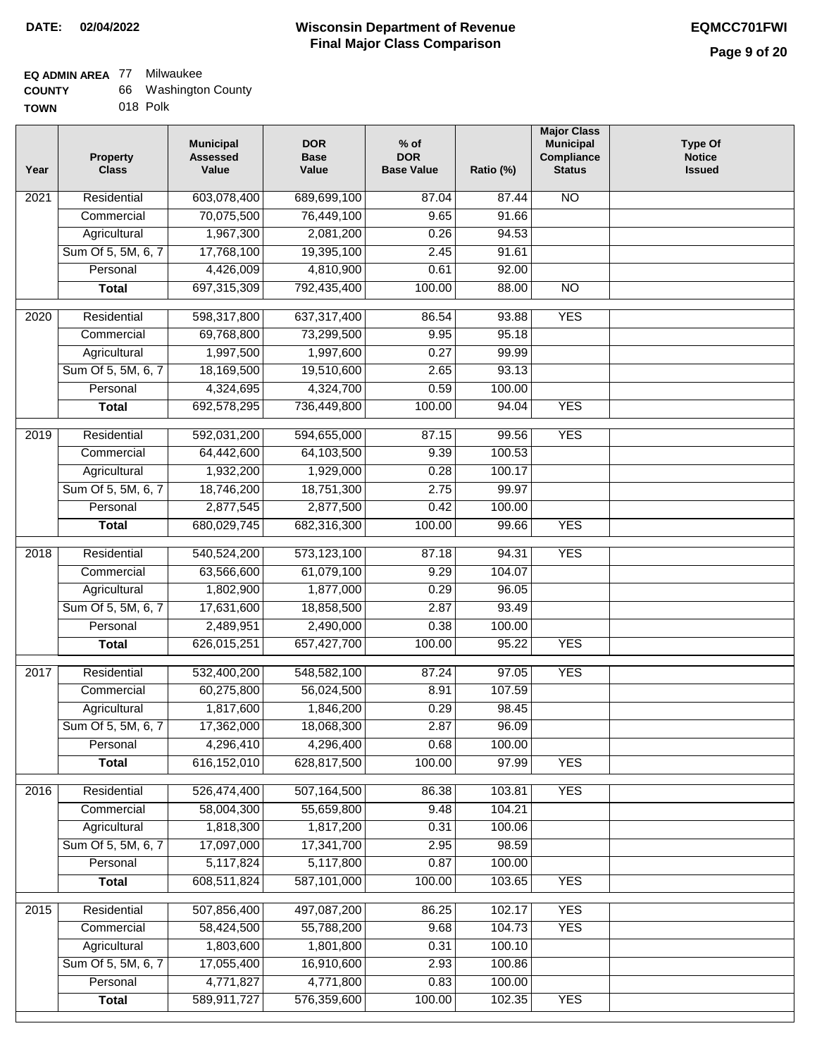**DATE: 02/04/2022**

# Wisconsin Department of Revenue
## Final Major Class Comparison

**EQMCC701FWI**

**EQ ADMIN AREA** 77 Milwaukee
**COUNTY** 66 Washington County
**TOWN** 018 Polk

| Year | Property Class | Municipal Assessed Value | DOR Base Value | % of DOR Base Value | Ratio (%) | Major Class Municipal Compliance Status | Type Of Notice Issued |
|---|---|---|---|---|---|---|---|
| 2021 | Residential | 603,078,400 | 689,699,100 | 87.04 | 87.44 | NO | |
| | Commercial | 70,075,500 | 76,449,100 | 9.65 | 91.66 | | |
| | Agricultural | 1,967,300 | 2,081,200 | 0.26 | 94.53 | | |
| | Sum Of 5, 5M, 6, 7 | 17,768,100 | 19,395,100 | 2.45 | 91.61 | | |
| | Personal | 4,426,009 | 4,810,900 | 0.61 | 92.00 | | |
| | **Total** | 697,315,309 | 792,435,400 | 100.00 | 88.00 | NO | |
| 2020 | Residential | 598,317,800 | 637,317,400 | 86.54 | 93.88 | YES | |
| | Commercial | 69,768,800 | 73,299,500 | 9.95 | 95.18 | | |
| | Agricultural | 1,997,500 | 1,997,600 | 0.27 | 99.99 | | |
| | Sum Of 5, 5M, 6, 7 | 18,169,500 | 19,510,600 | 2.65 | 93.13 | | |
| | Personal | 4,324,695 | 4,324,700 | 0.59 | 100.00 | | |
| | **Total** | 692,578,295 | 736,449,800 | 100.00 | 94.04 | YES | |
| 2019 | Residential | 592,031,200 | 594,655,000 | 87.15 | 99.56 | YES | |
| | Commercial | 64,442,600 | 64,103,500 | 9.39 | 100.53 | | |
| | Agricultural | 1,932,200 | 1,929,000 | 0.28 | 100.17 | | |
| | Sum Of 5, 5M, 6, 7 | 18,746,200 | 18,751,300 | 2.75 | 99.97 | | |
| | Personal | 2,877,545 | 2,877,500 | 0.42 | 100.00 | | |
| | **Total** | 680,029,745 | 682,316,300 | 100.00 | 99.66 | YES | |
| 2018 | Residential | 540,524,200 | 573,123,100 | 87.18 | 94.31 | YES | |
| | Commercial | 63,566,600 | 61,079,100 | 9.29 | 104.07 | | |
| | Agricultural | 1,802,900 | 1,877,000 | 0.29 | 96.05 | | |
| | Sum Of 5, 5M, 6, 7 | 17,631,600 | 18,858,500 | 2.87 | 93.49 | | |
| | Personal | 2,489,951 | 2,490,000 | 0.38 | 100.00 | | |
| | **Total** | 626,015,251 | 657,427,700 | 100.00 | 95.22 | YES | |
| 2017 | Residential | 532,400,200 | 548,582,100 | 87.24 | 97.05 | YES | |
| | Commercial | 60,275,800 | 56,024,500 | 8.91 | 107.59 | | |
| | Agricultural | 1,817,600 | 1,846,200 | 0.29 | 98.45 | | |
| | Sum Of 5, 5M, 6, 7 | 17,362,000 | 18,068,300 | 2.87 | 96.09 | | |
| | Personal | 4,296,410 | 4,296,400 | 0.68 | 100.00 | | |
| | **Total** | 616,152,010 | 628,817,500 | 100.00 | 97.99 | YES | |
| 2016 | Residential | 526,474,400 | 507,164,500 | 86.38 | 103.81 | YES | |
| | Commercial | 58,004,300 | 55,659,800 | 9.48 | 104.21 | | |
| | Agricultural | 1,818,300 | 1,817,200 | 0.31 | 100.06 | | |
| | Sum Of 5, 5M, 6, 7 | 17,097,000 | 17,341,700 | 2.95 | 98.59 | | |
| | Personal | 5,117,824 | 5,117,800 | 0.87 | 100.00 | | |
| | **Total** | 608,511,824 | 587,101,000 | 100.00 | 103.65 | YES | |
| 2015 | Residential | 507,856,400 | 497,087,200 | 86.25 | 102.17 | YES | |
| | Commercial | 58,424,500 | 55,788,200 | 9.68 | 104.73 | YES | |
| | Agricultural | 1,803,600 | 1,801,800 | 0.31 | 100.10 | | |
| | Sum Of 5, 5M, 6, 7 | 17,055,400 | 16,910,600 | 2.93 | 100.86 | | |
| | Personal | 4,771,827 | 4,771,800 | 0.83 | 100.00 | | |
| | **Total** | 589,911,727 | 576,359,600 | 100.00 | 102.35 | YES | |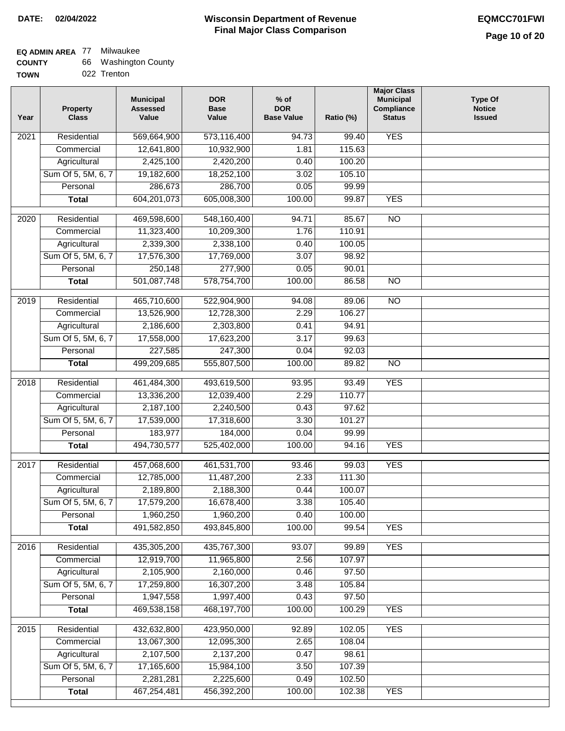**DATE: 02/04/2022**

# Wisconsin Department of Revenue
## Final Major Class Comparison

**EQMCC701FWI**

**EQ ADMIN AREA** 77 Milwaukee
**COUNTY** 66 Washington County
**TOWN** 022 Trenton

| Year | Property Class | Municipal Assessed Value | DOR Base Value | % of DOR Base Value | Ratio (%) | Major Class Municipal Compliance Status | Type Of Notice Issued |
|---|---|---|---|---|---|---|---|
| 2021 | Residential | 569,664,900 | 573,116,400 | 94.73 | 99.40 | YES | |
| | Commercial | 12,641,800 | 10,932,900 | 1.81 | 115.63 | | |
| | Agricultural | 2,425,100 | 2,420,200 | 0.40 | 100.20 | | |
| | Sum Of 5, 5M, 6, 7 | 19,182,600 | 18,252,100 | 3.02 | 105.10 | | |
| | Personal | 286,673 | 286,700 | 0.05 | 99.99 | | |
| | **Total** | 604,201,073 | 605,008,300 | 100.00 | 99.87 | YES | |
| 2020 | Residential | 469,598,600 | 548,160,400 | 94.71 | 85.67 | NO | |
| | Commercial | 11,323,400 | 10,209,300 | 1.76 | 110.91 | | |
| | Agricultural | 2,339,300 | 2,338,100 | 0.40 | 100.05 | | |
| | Sum Of 5, 5M, 6, 7 | 17,576,300 | 17,769,000 | 3.07 | 98.92 | | |
| | Personal | 250,148 | 277,900 | 0.05 | 90.01 | | |
| | **Total** | 501,087,748 | 578,754,700 | 100.00 | 86.58 | NO | |
| 2019 | Residential | 465,710,600 | 522,904,900 | 94.08 | 89.06 | NO | |
| | Commercial | 13,526,900 | 12,728,300 | 2.29 | 106.27 | | |
| | Agricultural | 2,186,600 | 2,303,800 | 0.41 | 94.91 | | |
| | Sum Of 5, 5M, 6, 7 | 17,558,000 | 17,623,200 | 3.17 | 99.63 | | |
| | Personal | 227,585 | 247,300 | 0.04 | 92.03 | | |
| | **Total** | 499,209,685 | 555,807,500 | 100.00 | 89.82 | NO | |
| 2018 | Residential | 461,484,300 | 493,619,500 | 93.95 | 93.49 | YES | |
| | Commercial | 13,336,200 | 12,039,400 | 2.29 | 110.77 | | |
| | Agricultural | 2,187,100 | 2,240,500 | 0.43 | 97.62 | | |
| | Sum Of 5, 5M, 6, 7 | 17,539,000 | 17,318,600 | 3.30 | 101.27 | | |
| | Personal | 183,977 | 184,000 | 0.04 | 99.99 | | |
| | **Total** | 494,730,577 | 525,402,000 | 100.00 | 94.16 | YES | |
| 2017 | Residential | 457,068,600 | 461,531,700 | 93.46 | 99.03 | YES | |
| | Commercial | 12,785,000 | 11,487,200 | 2.33 | 111.30 | | |
| | Agricultural | 2,189,800 | 2,188,300 | 0.44 | 100.07 | | |
| | Sum Of 5, 5M, 6, 7 | 17,579,200 | 16,678,400 | 3.38 | 105.40 | | |
| | Personal | 1,960,250 | 1,960,200 | 0.40 | 100.00 | | |
| | **Total** | 491,582,850 | 493,845,800 | 100.00 | 99.54 | YES | |
| 2016 | Residential | 435,305,200 | 435,767,300 | 93.07 | 99.89 | YES | |
| | Commercial | 12,919,700 | 11,965,800 | 2.56 | 107.97 | | |
| | Agricultural | 2,105,900 | 2,160,000 | 0.46 | 97.50 | | |
| | Sum Of 5, 5M, 6, 7 | 17,259,800 | 16,307,200 | 3.48 | 105.84 | | |
| | Personal | 1,947,558 | 1,997,400 | 0.43 | 97.50 | | |
| | **Total** | 469,538,158 | 468,197,700 | 100.00 | 100.29 | YES | |
| 2015 | Residential | 432,632,800 | 423,950,000 | 92.89 | 102.05 | YES | |
| | Commercial | 13,067,300 | 12,095,300 | 2.65 | 108.04 | | |
| | Agricultural | 2,107,500 | 2,137,200 | 0.47 | 98.61 | | |
| | Sum Of 5, 5M, 6, 7 | 17,165,600 | 15,984,100 | 3.50 | 107.39 | | |
| | Personal | 2,281,281 | 2,225,600 | 0.49 | 102.50 | | |
| | **Total** | 467,254,481 | 456,392,200 | 100.00 | 102.38 | YES | |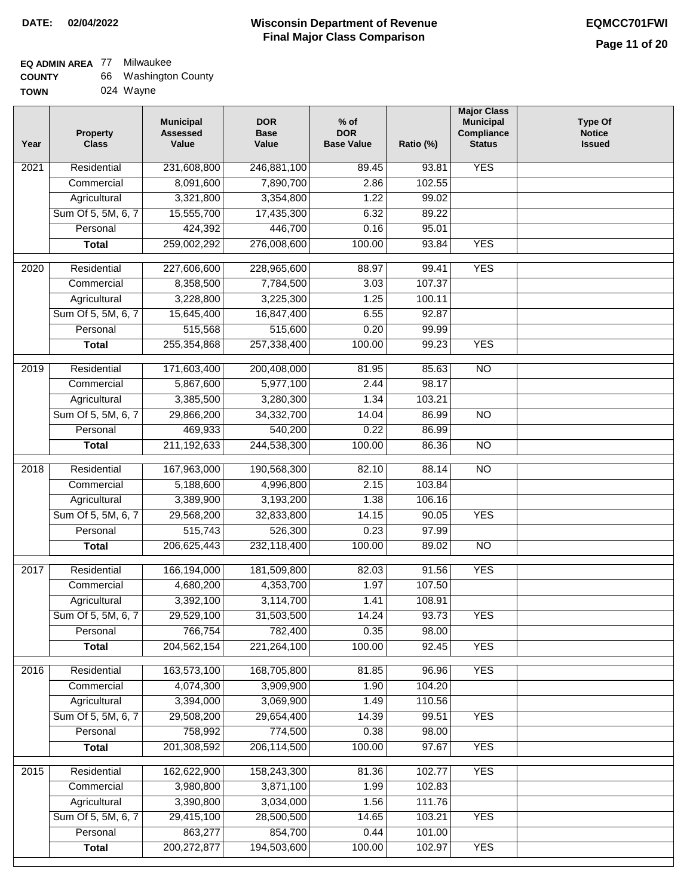**DATE:** 02/04/2022

# Wisconsin Department of Revenue
## Final Major Class Comparison

**EQMCC701FWI**

**EQ ADMIN AREA** 77 Milwaukee
**COUNTY** 66 Washington County
**TOWN** 024 Wayne

| Year | Property Class | Municipal Assessed Value | DOR Base Value | % of DOR Base Value | Ratio (%) | Major Class Municipal Compliance Status | Type Of Notice Issued |
|---|---|---|---|---|---|---|---|
| 2021 | Residential | 231,608,800 | 246,881,100 | 89.45 | 93.81 | YES | |
| | Commercial | 8,091,600 | 7,890,700 | 2.86 | 102.55 | | |
| | Agricultural | 3,321,800 | 3,354,800 | 1.22 | 99.02 | | |
| | Sum Of 5, 5M, 6, 7 | 15,555,700 | 17,435,300 | 6.32 | 89.22 | | |
| | Personal | 424,392 | 446,700 | 0.16 | 95.01 | | |
| | **Total** | 259,002,292 | 276,008,600 | 100.00 | 93.84 | YES | |
| 2020 | Residential | 227,606,600 | 228,965,600 | 88.97 | 99.41 | YES | |
| | Commercial | 8,358,500 | 7,784,500 | 3.03 | 107.37 | | |
| | Agricultural | 3,228,800 | 3,225,300 | 1.25 | 100.11 | | |
| | Sum Of 5, 5M, 6, 7 | 15,645,400 | 16,847,400 | 6.55 | 92.87 | | |
| | Personal | 515,568 | 515,600 | 0.20 | 99.99 | | |
| | **Total** | 255,354,868 | 257,338,400 | 100.00 | 99.23 | YES | |
| 2019 | Residential | 171,603,400 | 200,408,000 | 81.95 | 85.63 | NO | |
| | Commercial | 5,867,600 | 5,977,100 | 2.44 | 98.17 | | |
| | Agricultural | 3,385,500 | 3,280,300 | 1.34 | 103.21 | | |
| | Sum Of 5, 5M, 6, 7 | 29,866,200 | 34,332,700 | 14.04 | 86.99 | NO | |
| | Personal | 469,933 | 540,200 | 0.22 | 86.99 | | |
| | **Total** | 211,192,633 | 244,538,300 | 100.00 | 86.36 | NO | |
| 2018 | Residential | 167,963,000 | 190,568,300 | 82.10 | 88.14 | NO | |
| | Commercial | 5,188,600 | 4,996,800 | 2.15 | 103.84 | | |
| | Agricultural | 3,389,900 | 3,193,200 | 1.38 | 106.16 | | |
| | Sum Of 5, 5M, 6, 7 | 29,568,200 | 32,833,800 | 14.15 | 90.05 | YES | |
| | Personal | 515,743 | 526,300 | 0.23 | 97.99 | | |
| | **Total** | 206,625,443 | 232,118,400 | 100.00 | 89.02 | NO | |
| 2017 | Residential | 166,194,000 | 181,509,800 | 82.03 | 91.56 | YES | |
| | Commercial | 4,680,200 | 4,353,700 | 1.97 | 107.50 | | |
| | Agricultural | 3,392,100 | 3,114,700 | 1.41 | 108.91 | | |
| | Sum Of 5, 5M, 6, 7 | 29,529,100 | 31,503,500 | 14.24 | 93.73 | YES | |
| | Personal | 766,754 | 782,400 | 0.35 | 98.00 | | |
| | **Total** | 204,562,154 | 221,264,100 | 100.00 | 92.45 | YES | |
| 2016 | Residential | 163,573,100 | 168,705,800 | 81.85 | 96.96 | YES | |
| | Commercial | 4,074,300 | 3,909,900 | 1.90 | 104.20 | | |
| | Agricultural | 3,394,000 | 3,069,900 | 1.49 | 110.56 | | |
| | Sum Of 5, 5M, 6, 7 | 29,508,200 | 29,654,400 | 14.39 | 99.51 | YES | |
| | Personal | 758,992 | 774,500 | 0.38 | 98.00 | | |
| | **Total** | 201,308,592 | 206,114,500 | 100.00 | 97.67 | YES | |
| 2015 | Residential | 162,622,900 | 158,243,300 | 81.36 | 102.77 | YES | |
| | Commercial | 3,980,800 | 3,871,100 | 1.99 | 102.83 | | |
| | Agricultural | 3,390,800 | 3,034,000 | 1.56 | 111.76 | | |
| | Sum Of 5, 5M, 6, 7 | 29,415,100 | 28,500,500 | 14.65 | 103.21 | YES | |
| | Personal | 863,277 | 854,700 | 0.44 | 101.00 | | |
| | **Total** | 200,272,877 | 194,503,600 | 100.00 | 102.97 | YES | |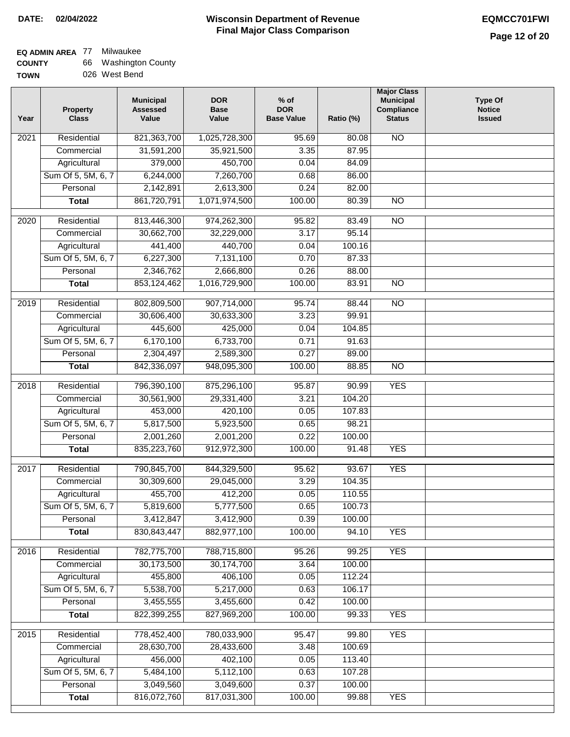**DATE:** 02/04/2022

# Wisconsin Department of Revenue
## Final Major Class Comparison

**EQMCC701FWI**

**EQ ADMIN AREA** 77 Milwaukee
**COUNTY** 66 Washington County
**TOWN** 026 West Bend

| Year | Property Class | Municipal Assessed Value | DOR Base Value | % of DOR Base Value | Ratio (%) | Major Class Municipal Compliance Status | Type Of Notice Issued |
|---|---|---|---|---|---|---|---|
| 2021 | Residential | 821,363,700 | 1,025,728,300 | 95.69 | 80.08 | NO | |
| | Commercial | 31,591,200 | 35,921,500 | 3.35 | 87.95 | | |
| | Agricultural | 379,000 | 450,700 | 0.04 | 84.09 | | |
| | Sum Of 5, 5M, 6, 7 | 6,244,000 | 7,260,700 | 0.68 | 86.00 | | |
| | Personal | 2,142,891 | 2,613,300 | 0.24 | 82.00 | | |
| | **Total** | 861,720,791 | 1,071,974,500 | 100.00 | 80.39 | NO | |
| 2020 | Residential | 813,446,300 | 974,262,300 | 95.82 | 83.49 | NO | |
| | Commercial | 30,662,700 | 32,229,000 | 3.17 | 95.14 | | |
| | Agricultural | 441,400 | 440,700 | 0.04 | 100.16 | | |
| | Sum Of 5, 5M, 6, 7 | 6,227,300 | 7,131,100 | 0.70 | 87.33 | | |
| | Personal | 2,346,762 | 2,666,800 | 0.26 | 88.00 | | |
| | **Total** | 853,124,462 | 1,016,729,900 | 100.00 | 83.91 | NO | |
| 2019 | Residential | 802,809,500 | 907,714,000 | 95.74 | 88.44 | NO | |
| | Commercial | 30,606,400 | 30,633,300 | 3.23 | 99.91 | | |
| | Agricultural | 445,600 | 425,000 | 0.04 | 104.85 | | |
| | Sum Of 5, 5M, 6, 7 | 6,170,100 | 6,733,700 | 0.71 | 91.63 | | |
| | Personal | 2,304,497 | 2,589,300 | 0.27 | 89.00 | | |
| | **Total** | 842,336,097 | 948,095,300 | 100.00 | 88.85 | NO | |
| 2018 | Residential | 796,390,100 | 875,296,100 | 95.87 | 90.99 | YES | |
| | Commercial | 30,561,900 | 29,331,400 | 3.21 | 104.20 | | |
| | Agricultural | 453,000 | 420,100 | 0.05 | 107.83 | | |
| | Sum Of 5, 5M, 6, 7 | 5,817,500 | 5,923,500 | 0.65 | 98.21 | | |
| | Personal | 2,001,260 | 2,001,200 | 0.22 | 100.00 | | |
| | **Total** | 835,223,760 | 912,972,300 | 100.00 | 91.48 | YES | |
| 2017 | Residential | 790,845,700 | 844,329,500 | 95.62 | 93.67 | YES | |
| | Commercial | 30,309,600 | 29,045,000 | 3.29 | 104.35 | | |
| | Agricultural | 455,700 | 412,200 | 0.05 | 110.55 | | |
| | Sum Of 5, 5M, 6, 7 | 5,819,600 | 5,777,500 | 0.65 | 100.73 | | |
| | Personal | 3,412,847 | 3,412,900 | 0.39 | 100.00 | | |
| | **Total** | 830,843,447 | 882,977,100 | 100.00 | 94.10 | YES | |
| 2016 | Residential | 782,775,700 | 788,715,800 | 95.26 | 99.25 | YES | |
| | Commercial | 30,173,500 | 30,174,700 | 3.64 | 100.00 | | |
| | Agricultural | 455,800 | 406,100 | 0.05 | 112.24 | | |
| | Sum Of 5, 5M, 6, 7 | 5,538,700 | 5,217,000 | 0.63 | 106.17 | | |
| | Personal | 3,455,555 | 3,455,600 | 0.42 | 100.00 | | |
| | **Total** | 822,399,255 | 827,969,200 | 100.00 | 99.33 | YES | |
| 2015 | Residential | 778,452,400 | 780,033,900 | 95.47 | 99.80 | YES | |
| | Commercial | 28,630,700 | 28,433,600 | 3.48 | 100.69 | | |
| | Agricultural | 456,000 | 402,100 | 0.05 | 113.40 | | |
| | Sum Of 5, 5M, 6, 7 | 5,484,100 | 5,112,100 | 0.63 | 107.28 | | |
| | Personal | 3,049,560 | 3,049,600 | 0.37 | 100.00 | | |
| | **Total** | 816,072,760 | 817,031,300 | 100.00 | 99.88 | YES | |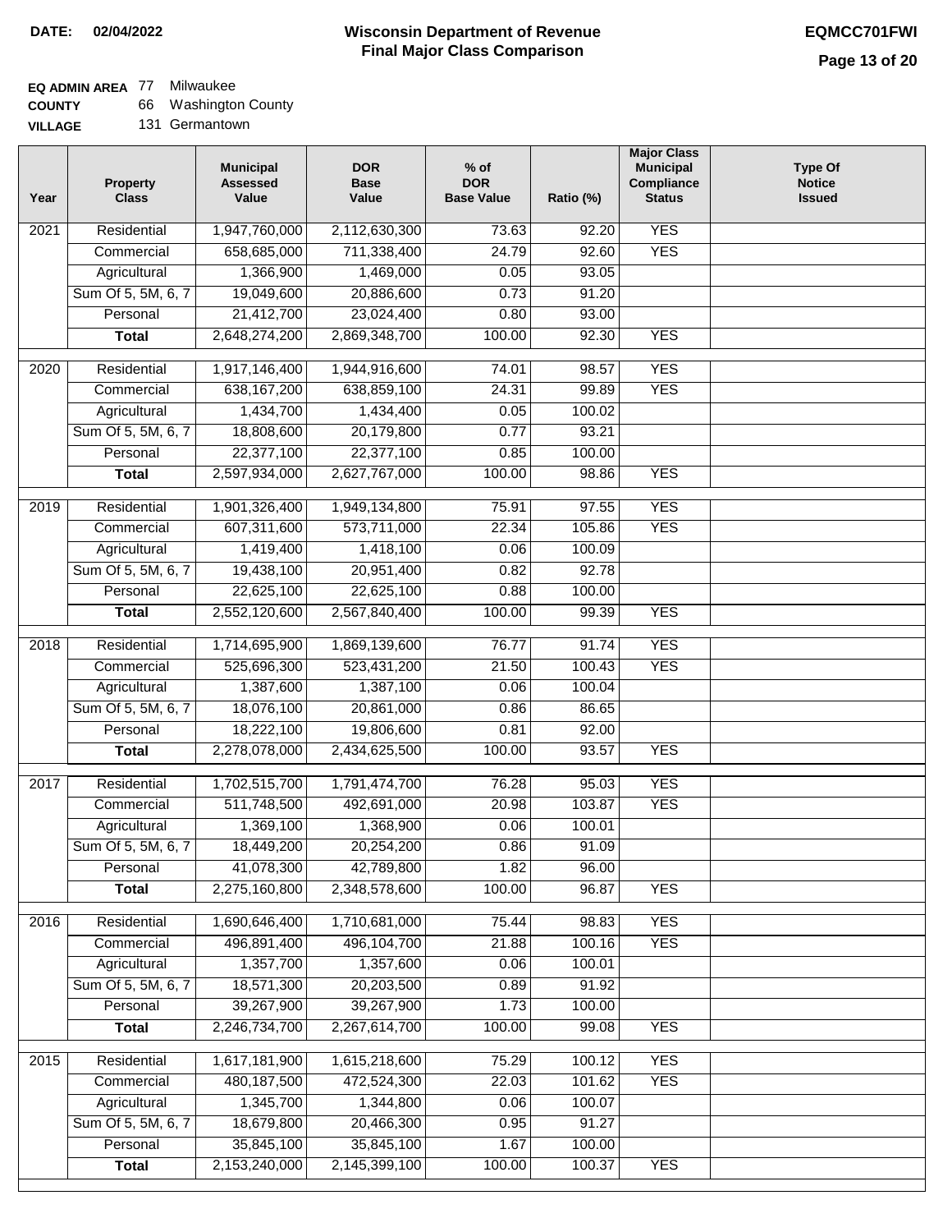**DATE: 02/04/2022**

# Wisconsin Department of Revenue
## Final Major Class Comparison

**EQMCC701FWI**

**EQ ADMIN AREA** 77 Milwaukee
**COUNTY** 66 Washington County
**VILLAGE** 131 Germantown

| Year | Property Class | Municipal Assessed Value | DOR Base Value | % of DOR Base Value | Ratio (%) | Major Class Municipal Compliance Status | Type Of Notice Issued |
|---|---|---|---|---|---|---|---|
| 2021 | Residential | 1,947,760,000 | 2,112,630,300 | 73.63 | 92.20 | YES | |
| | Commercial | 658,685,000 | 711,338,400 | 24.79 | 92.60 | YES | |
| | Agricultural | 1,366,900 | 1,469,000 | 0.05 | 93.05 | | |
| | Sum Of 5, 5M, 6, 7 | 19,049,600 | 20,886,600 | 0.73 | 91.20 | | |
| | Personal | 21,412,700 | 23,024,400 | 0.80 | 93.00 | | |
| | **Total** | 2,648,274,200 | 2,869,348,700 | 100.00 | 92.30 | YES | |
| 2020 | Residential | 1,917,146,400 | 1,944,916,600 | 74.01 | 98.57 | YES | |
| | Commercial | 638,167,200 | 638,859,100 | 24.31 | 99.89 | YES | |
| | Agricultural | 1,434,700 | 1,434,400 | 0.05 | 100.02 | | |
| | Sum Of 5, 5M, 6, 7 | 18,808,600 | 20,179,800 | 0.77 | 93.21 | | |
| | Personal | 22,377,100 | 22,377,100 | 0.85 | 100.00 | | |
| | **Total** | 2,597,934,000 | 2,627,767,000 | 100.00 | 98.86 | YES | |
| 2019 | Residential | 1,901,326,400 | 1,949,134,800 | 75.91 | 97.55 | YES | |
| | Commercial | 607,311,600 | 573,711,000 | 22.34 | 105.86 | YES | |
| | Agricultural | 1,419,400 | 1,418,100 | 0.06 | 100.09 | | |
| | Sum Of 5, 5M, 6, 7 | 19,438,100 | 20,951,400 | 0.82 | 92.78 | | |
| | Personal | 22,625,100 | 22,625,100 | 0.88 | 100.00 | | |
| | **Total** | 2,552,120,600 | 2,567,840,400 | 100.00 | 99.39 | YES | |
| 2018 | Residential | 1,714,695,900 | 1,869,139,600 | 76.77 | 91.74 | YES | |
| | Commercial | 525,696,300 | 523,431,200 | 21.50 | 100.43 | YES | |
| | Agricultural | 1,387,600 | 1,387,100 | 0.06 | 100.04 | | |
| | Sum Of 5, 5M, 6, 7 | 18,076,100 | 20,861,000 | 0.86 | 86.65 | | |
| | Personal | 18,222,100 | 19,806,600 | 0.81 | 92.00 | | |
| | **Total** | 2,278,078,000 | 2,434,625,500 | 100.00 | 93.57 | YES | |
| 2017 | Residential | 1,702,515,700 | 1,791,474,700 | 76.28 | 95.03 | YES | |
| | Commercial | 511,748,500 | 492,691,000 | 20.98 | 103.87 | YES | |
| | Agricultural | 1,369,100 | 1,368,900 | 0.06 | 100.01 | | |
| | Sum Of 5, 5M, 6, 7 | 18,449,200 | 20,254,200 | 0.86 | 91.09 | | |
| | Personal | 41,078,300 | 42,789,800 | 1.82 | 96.00 | | |
| | **Total** | 2,275,160,800 | 2,348,578,600 | 100.00 | 96.87 | YES | |
| 2016 | Residential | 1,690,646,400 | 1,710,681,000 | 75.44 | 98.83 | YES | |
| | Commercial | 496,891,400 | 496,104,700 | 21.88 | 100.16 | YES | |
| | Agricultural | 1,357,700 | 1,357,600 | 0.06 | 100.01 | | |
| | Sum Of 5, 5M, 6, 7 | 18,571,300 | 20,203,500 | 0.89 | 91.92 | | |
| | Personal | 39,267,900 | 39,267,900 | 1.73 | 100.00 | | |
| | **Total** | 2,246,734,700 | 2,267,614,700 | 100.00 | 99.08 | YES | |
| 2015 | Residential | 1,617,181,900 | 1,615,218,600 | 75.29 | 100.12 | YES | |
| | Commercial | 480,187,500 | 472,524,300 | 22.03 | 101.62 | YES | |
| | Agricultural | 1,345,700 | 1,344,800 | 0.06 | 100.07 | | |
| | Sum Of 5, 5M, 6, 7 | 18,679,800 | 20,466,300 | 0.95 | 91.27 | | |
| | Personal | 35,845,100 | 35,845,100 | 1.67 | 100.00 | | |
| | **Total** | 2,153,240,000 | 2,145,399,100 | 100.00 | 100.37 | YES | |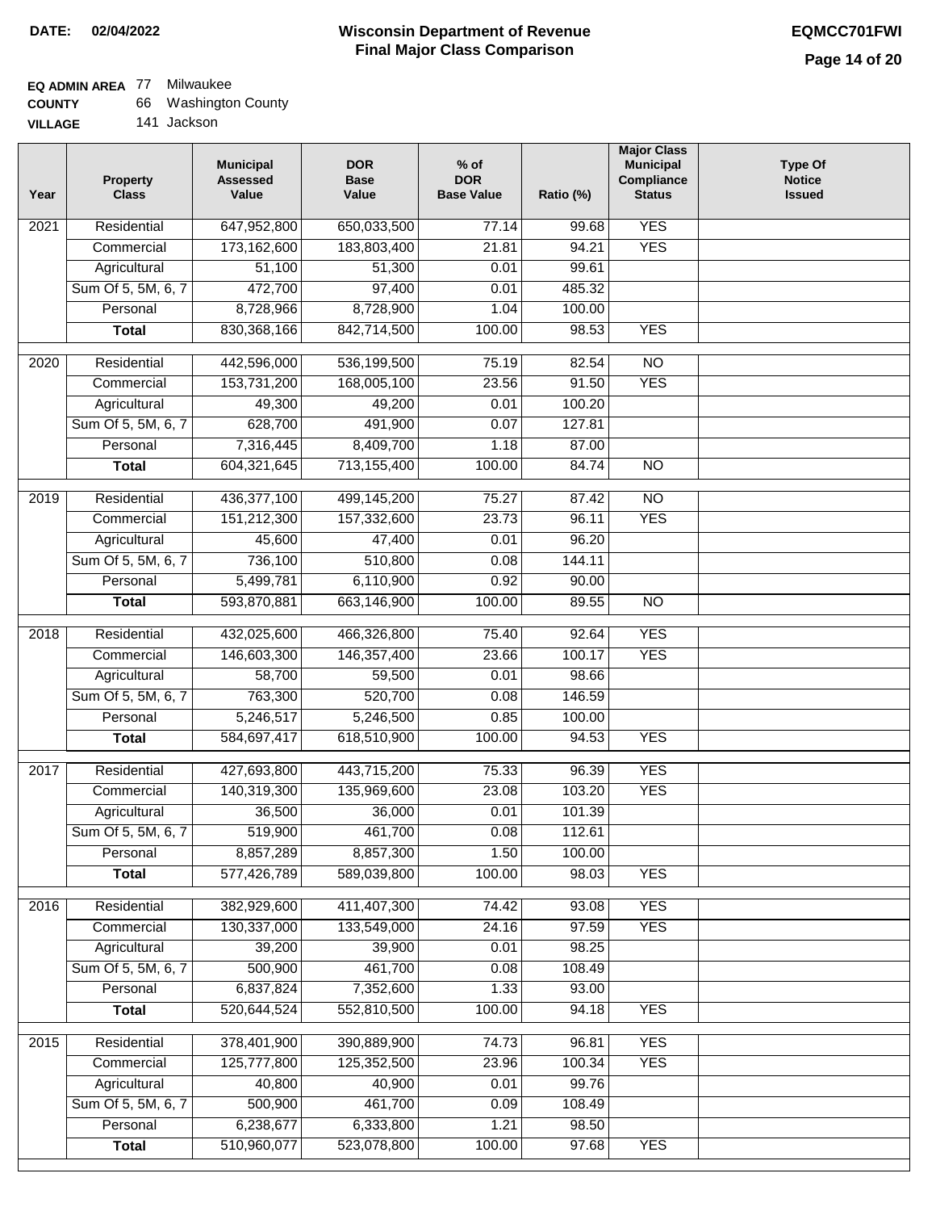**DATE: 02/04/2022**

# Wisconsin Department of Revenue
## Final Major Class Comparison

**EQMCC701FWI**

**EQ ADMIN AREA** 77 Milwaukee
**COUNTY** 66 Washington County
**VILLAGE** 141 Jackson

| Year | Property Class | Municipal Assessed Value | DOR Base Value | % of DOR Base Value | Ratio (%) | Major Class Municipal Compliance Status | Type Of Notice Issued |
|---|---|---|---|---|---|---|---|
| 2021 | Residential | 647,952,800 | 650,033,500 | 77.14 | 99.68 | YES | |
| | Commercial | 173,162,600 | 183,803,400 | 21.81 | 94.21 | YES | |
| | Agricultural | 51,100 | 51,300 | 0.01 | 99.61 | | |
| | Sum Of 5, 5M, 6, 7 | 472,700 | 97,400 | 0.01 | 485.32 | | |
| | Personal | 8,728,966 | 8,728,900 | 1.04 | 100.00 | | |
| | **Total** | 830,368,166 | 842,714,500 | 100.00 | 98.53 | YES | |
| 2020 | Residential | 442,596,000 | 536,199,500 | 75.19 | 82.54 | NO | |
| | Commercial | 153,731,200 | 168,005,100 | 23.56 | 91.50 | YES | |
| | Agricultural | 49,300 | 49,200 | 0.01 | 100.20 | | |
| | Sum Of 5, 5M, 6, 7 | 628,700 | 491,900 | 0.07 | 127.81 | | |
| | Personal | 7,316,445 | 8,409,700 | 1.18 | 87.00 | | |
| | **Total** | 604,321,645 | 713,155,400 | 100.00 | 84.74 | NO | |
| 2019 | Residential | 436,377,100 | 499,145,200 | 75.27 | 87.42 | NO | |
| | Commercial | 151,212,300 | 157,332,600 | 23.73 | 96.11 | YES | |
| | Agricultural | 45,600 | 47,400 | 0.01 | 96.20 | | |
| | Sum Of 5, 5M, 6, 7 | 736,100 | 510,800 | 0.08 | 144.11 | | |
| | Personal | 5,499,781 | 6,110,900 | 0.92 | 90.00 | | |
| | **Total** | 593,870,881 | 663,146,900 | 100.00 | 89.55 | NO | |
| 2018 | Residential | 432,025,600 | 466,326,800 | 75.40 | 92.64 | YES | |
| | Commercial | 146,603,300 | 146,357,400 | 23.66 | 100.17 | YES | |
| | Agricultural | 58,700 | 59,500 | 0.01 | 98.66 | | |
| | Sum Of 5, 5M, 6, 7 | 763,300 | 520,700 | 0.08 | 146.59 | | |
| | Personal | 5,246,517 | 5,246,500 | 0.85 | 100.00 | | |
| | **Total** | 584,697,417 | 618,510,900 | 100.00 | 94.53 | YES | |
| 2017 | Residential | 427,693,800 | 443,715,200 | 75.33 | 96.39 | YES | |
| | Commercial | 140,319,300 | 135,969,600 | 23.08 | 103.20 | YES | |
| | Agricultural | 36,500 | 36,000 | 0.01 | 101.39 | | |
| | Sum Of 5, 5M, 6, 7 | 519,900 | 461,700 | 0.08 | 112.61 | | |
| | Personal | 8,857,289 | 8,857,300 | 1.50 | 100.00 | | |
| | **Total** | 577,426,789 | 589,039,800 | 100.00 | 98.03 | YES | |
| 2016 | Residential | 382,929,600 | 411,407,300 | 74.42 | 93.08 | YES | |
| | Commercial | 130,337,000 | 133,549,000 | 24.16 | 97.59 | YES | |
| | Agricultural | 39,200 | 39,900 | 0.01 | 98.25 | | |
| | Sum Of 5, 5M, 6, 7 | 500,900 | 461,700 | 0.08 | 108.49 | | |
| | Personal | 6,837,824 | 7,352,600 | 1.33 | 93.00 | | |
| | **Total** | 520,644,524 | 552,810,500 | 100.00 | 94.18 | YES | |
| 2015 | Residential | 378,401,900 | 390,889,900 | 74.73 | 96.81 | YES | |
| | Commercial | 125,777,800 | 125,352,500 | 23.96 | 100.34 | YES | |
| | Agricultural | 40,800 | 40,900 | 0.01 | 99.76 | | |
| | Sum Of 5, 5M, 6, 7 | 500,900 | 461,700 | 0.09 | 108.49 | | |
| | Personal | 6,238,677 | 6,333,800 | 1.21 | 98.50 | | |
| | **Total** | 510,960,077 | 523,078,800 | 100.00 | 97.68 | YES | |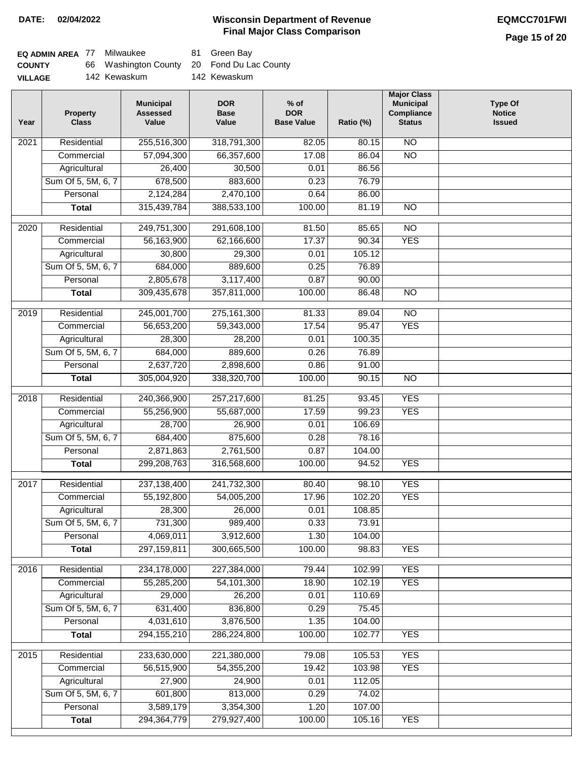**DATE: 02/04/2022**

# Wisconsin Department of Revenue
## Final Major Class Comparison

**EQMCC701FWI**

| | | | | |
|---|---|---|---|---|
| **EQ ADMIN AREA** | 77 | Milwaukee | 81 | Green Bay |
| **COUNTY** | 66 | Washington County | 20 | Fond Du Lac County |
| **VILLAGE** | 142 | Kewaskum | 142 | Kewaskum |

| Year | Property Class | Municipal Assessed Value | DOR Base Value | % of DOR Base Value | Ratio (%) | Major Class Municipal Compliance Status | Type Of Notice Issued |
|---|---|---|---|---|---|---|---|
| 2021 | Residential | 255,516,300 | 318,791,300 | 82.05 | 80.15 | NO | |
| | Commercial | 57,094,300 | 66,357,600 | 17.08 | 86.04 | NO | |
| | Agricultural | 26,400 | 30,500 | 0.01 | 86.56 | | |
| | Sum Of 5, 5M, 6, 7 | 678,500 | 883,600 | 0.23 | 76.79 | | |
| | Personal | 2,124,284 | 2,470,100 | 0.64 | 86.00 | | |
| | **Total** | 315,439,784 | 388,533,100 | 100.00 | 81.19 | NO | |
| 2020 | Residential | 249,751,300 | 291,608,100 | 81.50 | 85.65 | NO | |
| | Commercial | 56,163,900 | 62,166,600 | 17.37 | 90.34 | YES | |
| | Agricultural | 30,800 | 29,300 | 0.01 | 105.12 | | |
| | Sum Of 5, 5M, 6, 7 | 684,000 | 889,600 | 0.25 | 76.89 | | |
| | Personal | 2,805,678 | 3,117,400 | 0.87 | 90.00 | | |
| | **Total** | 309,435,678 | 357,811,000 | 100.00 | 86.48 | NO | |
| 2019 | Residential | 245,001,700 | 275,161,300 | 81.33 | 89.04 | NO | |
| | Commercial | 56,653,200 | 59,343,000 | 17.54 | 95.47 | YES | |
| | Agricultural | 28,300 | 28,200 | 0.01 | 100.35 | | |
| | Sum Of 5, 5M, 6, 7 | 684,000 | 889,600 | 0.26 | 76.89 | | |
| | Personal | 2,637,720 | 2,898,600 | 0.86 | 91.00 | | |
| | **Total** | 305,004,920 | 338,320,700 | 100.00 | 90.15 | NO | |
| 2018 | Residential | 240,366,900 | 257,217,600 | 81.25 | 93.45 | YES | |
| | Commercial | 55,256,900 | 55,687,000 | 17.59 | 99.23 | YES | |
| | Agricultural | 28,700 | 26,900 | 0.01 | 106.69 | | |
| | Sum Of 5, 5M, 6, 7 | 684,400 | 875,600 | 0.28 | 78.16 | | |
| | Personal | 2,871,863 | 2,761,500 | 0.87 | 104.00 | | |
| | **Total** | 299,208,763 | 316,568,600 | 100.00 | 94.52 | YES | |
| 2017 | Residential | 237,138,400 | 241,732,300 | 80.40 | 98.10 | YES | |
| | Commercial | 55,192,800 | 54,005,200 | 17.96 | 102.20 | YES | |
| | Agricultural | 28,300 | 26,000 | 0.01 | 108.85 | | |
| | Sum Of 5, 5M, 6, 7 | 731,300 | 989,400 | 0.33 | 73.91 | | |
| | Personal | 4,069,011 | 3,912,600 | 1.30 | 104.00 | | |
| | **Total** | 297,159,811 | 300,665,500 | 100.00 | 98.83 | YES | |
| 2016 | Residential | 234,178,000 | 227,384,000 | 79.44 | 102.99 | YES | |
| | Commercial | 55,285,200 | 54,101,300 | 18.90 | 102.19 | YES | |
| | Agricultural | 29,000 | 26,200 | 0.01 | 110.69 | | |
| | Sum Of 5, 5M, 6, 7 | 631,400 | 836,800 | 0.29 | 75.45 | | |
| | Personal | 4,031,610 | 3,876,500 | 1.35 | 104.00 | | |
| | **Total** | 294,155,210 | 286,224,800 | 100.00 | 102.77 | YES | |
| 2015 | Residential | 233,630,000 | 221,380,000 | 79.08 | 105.53 | YES | |
| | Commercial | 56,515,900 | 54,355,200 | 19.42 | 103.98 | YES | |
| | Agricultural | 27,900 | 24,900 | 0.01 | 112.05 | | |
| | Sum Of 5, 5M, 6, 7 | 601,800 | 813,000 | 0.29 | 74.02 | | |
| | Personal | 3,589,179 | 3,354,300 | 1.20 | 107.00 | | |
| | **Total** | 294,364,779 | 279,927,400 | 100.00 | 105.16 | YES | |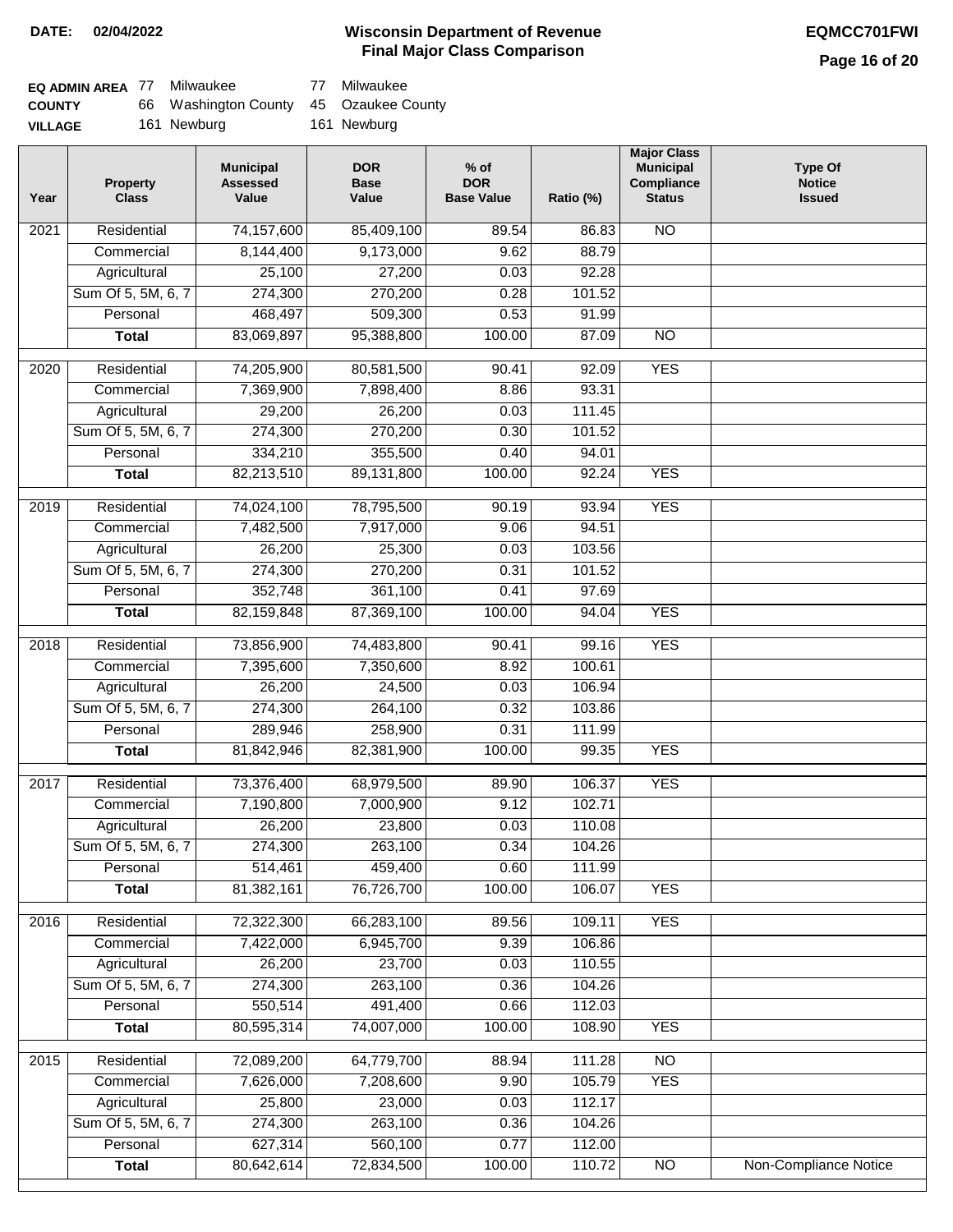**DATE: 02/04/2022**

# Wisconsin Department of Revenue
## Final Major Class Comparison

**EQMCC701FWI**

| | | | | |
|---|---|---|---|---|
| **EQ ADMIN AREA** | 77 | Milwaukee | 77 | Milwaukee |
| **COUNTY** | 66 | Washington County | 45 | Ozaukee County |
| **VILLAGE** | 161 | Newburg | 161 | Newburg |

| Year | Property Class | Municipal Assessed Value | DOR Base Value | % of DOR Base Value | Ratio (%) | Major Class Municipal Compliance Status | Type Of Notice Issued |
|---|---|---|---|---|---|---|---|
| 2021 | Residential | 74,157,600 | 85,409,100 | 89.54 | 86.83 | NO | |
| | Commercial | 8,144,400 | 9,173,000 | 9.62 | 88.79 | | |
| | Agricultural | 25,100 | 27,200 | 0.03 | 92.28 | | |
| | Sum Of 5, 5M, 6, 7 | 274,300 | 270,200 | 0.28 | 101.52 | | |
| | Personal | 468,497 | 509,300 | 0.53 | 91.99 | | |
| | **Total** | 83,069,897 | 95,388,800 | 100.00 | 87.09 | NO | |
| 2020 | Residential | 74,205,900 | 80,581,500 | 90.41 | 92.09 | YES | |
| | Commercial | 7,369,900 | 7,898,400 | 8.86 | 93.31 | | |
| | Agricultural | 29,200 | 26,200 | 0.03 | 111.45 | | |
| | Sum Of 5, 5M, 6, 7 | 274,300 | 270,200 | 0.30 | 101.52 | | |
| | Personal | 334,210 | 355,500 | 0.40 | 94.01 | | |
| | **Total** | 82,213,510 | 89,131,800 | 100.00 | 92.24 | YES | |
| 2019 | Residential | 74,024,100 | 78,795,500 | 90.19 | 93.94 | YES | |
| | Commercial | 7,482,500 | 7,917,000 | 9.06 | 94.51 | | |
| | Agricultural | 26,200 | 25,300 | 0.03 | 103.56 | | |
| | Sum Of 5, 5M, 6, 7 | 274,300 | 270,200 | 0.31 | 101.52 | | |
| | Personal | 352,748 | 361,100 | 0.41 | 97.69 | | |
| | **Total** | 82,159,848 | 87,369,100 | 100.00 | 94.04 | YES | |
| 2018 | Residential | 73,856,900 | 74,483,800 | 90.41 | 99.16 | YES | |
| | Commercial | 7,395,600 | 7,350,600 | 8.92 | 100.61 | | |
| | Agricultural | 26,200 | 24,500 | 0.03 | 106.94 | | |
| | Sum Of 5, 5M, 6, 7 | 274,300 | 264,100 | 0.32 | 103.86 | | |
| | Personal | 289,946 | 258,900 | 0.31 | 111.99 | | |
| | **Total** | 81,842,946 | 82,381,900 | 100.00 | 99.35 | YES | |
| 2017 | Residential | 73,376,400 | 68,979,500 | 89.90 | 106.37 | YES | |
| | Commercial | 7,190,800 | 7,000,900 | 9.12 | 102.71 | | |
| | Agricultural | 26,200 | 23,800 | 0.03 | 110.08 | | |
| | Sum Of 5, 5M, 6, 7 | 274,300 | 263,100 | 0.34 | 104.26 | | |
| | Personal | 514,461 | 459,400 | 0.60 | 111.99 | | |
| | **Total** | 81,382,161 | 76,726,700 | 100.00 | 106.07 | YES | |
| 2016 | Residential | 72,322,300 | 66,283,100 | 89.56 | 109.11 | YES | |
| | Commercial | 7,422,000 | 6,945,700 | 9.39 | 106.86 | | |
| | Agricultural | 26,200 | 23,700 | 0.03 | 110.55 | | |
| | Sum Of 5, 5M, 6, 7 | 274,300 | 263,100 | 0.36 | 104.26 | | |
| | Personal | 550,514 | 491,400 | 0.66 | 112.03 | | |
| | **Total** | 80,595,314 | 74,007,000 | 100.00 | 108.90 | YES | |
| 2015 | Residential | 72,089,200 | 64,779,700 | 88.94 | 111.28 | NO | |
| | Commercial | 7,626,000 | 7,208,600 | 9.90 | 105.79 | YES | |
| | Agricultural | 25,800 | 23,000 | 0.03 | 112.17 | | |
| | Sum Of 5, 5M, 6, 7 | 274,300 | 263,100 | 0.36 | 104.26 | | |
| | Personal | 627,314 | 560,100 | 0.77 | 112.00 | | |
| | **Total** | 80,642,614 | 72,834,500 | 100.00 | 110.72 | NO | Non-Compliance Notice |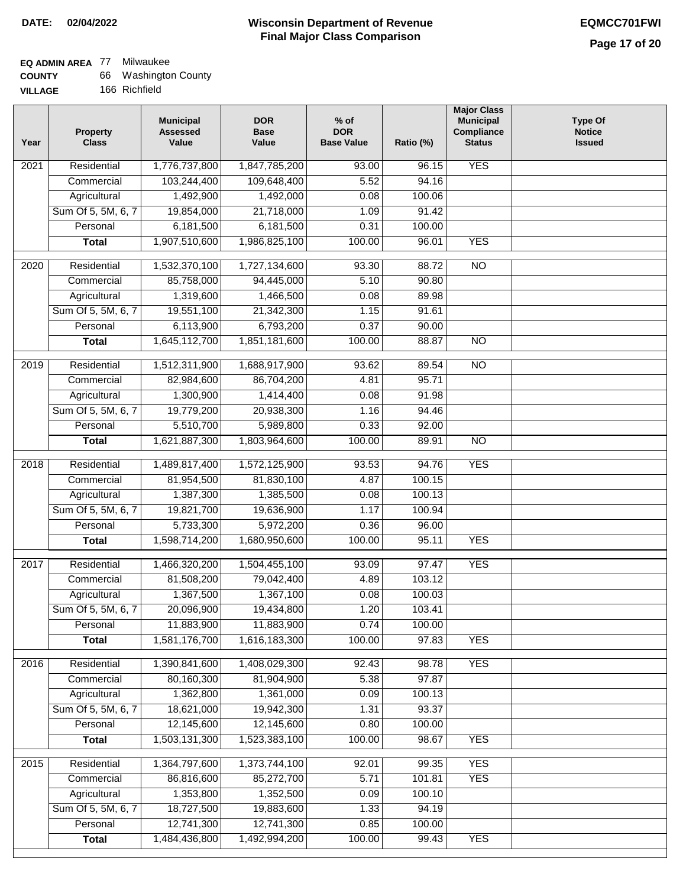**DATE:** 02/04/2022

# Wisconsin Department of Revenue
## Final Major Class Comparison

**EQMCC701FWI**

**EQ ADMIN AREA** 77 Milwaukee
**COUNTY** 66 Washington County
**VILLAGE** 166 Richfield

| Year | Property Class | Municipal Assessed Value | DOR Base Value | % of DOR Base Value | Ratio (%) | Major Class Municipal Compliance Status | Type Of Notice Issued |
|---|---|---|---|---|---|---|---|
| 2021 | Residential | 1,776,737,800 | 1,847,785,200 | 93.00 | 96.15 | YES | |
| | Commercial | 103,244,400 | 109,648,400 | 5.52 | 94.16 | | |
| | Agricultural | 1,492,900 | 1,492,000 | 0.08 | 100.06 | | |
| | Sum Of 5, 5M, 6, 7 | 19,854,000 | 21,718,000 | 1.09 | 91.42 | | |
| | Personal | 6,181,500 | 6,181,500 | 0.31 | 100.00 | | |
| | **Total** | 1,907,510,600 | 1,986,825,100 | 100.00 | 96.01 | YES | |
| 2020 | Residential | 1,532,370,100 | 1,727,134,600 | 93.30 | 88.72 | NO | |
| | Commercial | 85,758,000 | 94,445,000 | 5.10 | 90.80 | | |
| | Agricultural | 1,319,600 | 1,466,500 | 0.08 | 89.98 | | |
| | Sum Of 5, 5M, 6, 7 | 19,551,100 | 21,342,300 | 1.15 | 91.61 | | |
| | Personal | 6,113,900 | 6,793,200 | 0.37 | 90.00 | | |
| | **Total** | 1,645,112,700 | 1,851,181,600 | 100.00 | 88.87 | NO | |
| 2019 | Residential | 1,512,311,900 | 1,688,917,900 | 93.62 | 89.54 | NO | |
| | Commercial | 82,984,600 | 86,704,200 | 4.81 | 95.71 | | |
| | Agricultural | 1,300,900 | 1,414,400 | 0.08 | 91.98 | | |
| | Sum Of 5, 5M, 6, 7 | 19,779,200 | 20,938,300 | 1.16 | 94.46 | | |
| | Personal | 5,510,700 | 5,989,800 | 0.33 | 92.00 | | |
| | **Total** | 1,621,887,300 | 1,803,964,600 | 100.00 | 89.91 | NO | |
| 2018 | Residential | 1,489,817,400 | 1,572,125,900 | 93.53 | 94.76 | YES | |
| | Commercial | 81,954,500 | 81,830,100 | 4.87 | 100.15 | | |
| | Agricultural | 1,387,300 | 1,385,500 | 0.08 | 100.13 | | |
| | Sum Of 5, 5M, 6, 7 | 19,821,700 | 19,636,900 | 1.17 | 100.94 | | |
| | Personal | 5,733,300 | 5,972,200 | 0.36 | 96.00 | | |
| | **Total** | 1,598,714,200 | 1,680,950,600 | 100.00 | 95.11 | YES | |
| 2017 | Residential | 1,466,320,200 | 1,504,455,100 | 93.09 | 97.47 | YES | |
| | Commercial | 81,508,200 | 79,042,400 | 4.89 | 103.12 | | |
| | Agricultural | 1,367,500 | 1,367,100 | 0.08 | 100.03 | | |
| | Sum Of 5, 5M, 6, 7 | 20,096,900 | 19,434,800 | 1.20 | 103.41 | | |
| | Personal | 11,883,900 | 11,883,900 | 0.74 | 100.00 | | |
| | **Total** | 1,581,176,700 | 1,616,183,300 | 100.00 | 97.83 | YES | |
| 2016 | Residential | 1,390,841,600 | 1,408,029,300 | 92.43 | 98.78 | YES | |
| | Commercial | 80,160,300 | 81,904,900 | 5.38 | 97.87 | | |
| | Agricultural | 1,362,800 | 1,361,000 | 0.09 | 100.13 | | |
| | Sum Of 5, 5M, 6, 7 | 18,621,000 | 19,942,300 | 1.31 | 93.37 | | |
| | Personal | 12,145,600 | 12,145,600 | 0.80 | 100.00 | | |
| | **Total** | 1,503,131,300 | 1,523,383,100 | 100.00 | 98.67 | YES | |
| 2015 | Residential | 1,364,797,600 | 1,373,744,100 | 92.01 | 99.35 | YES | |
| | Commercial | 86,816,600 | 85,272,700 | 5.71 | 101.81 | YES | |
| | Agricultural | 1,353,800 | 1,352,500 | 0.09 | 100.10 | | |
| | Sum Of 5, 5M, 6, 7 | 18,727,500 | 19,883,600 | 1.33 | 94.19 | | |
| | Personal | 12,741,300 | 12,741,300 | 0.85 | 100.00 | | |
| | **Total** | 1,484,436,800 | 1,492,994,200 | 100.00 | 99.43 | YES | |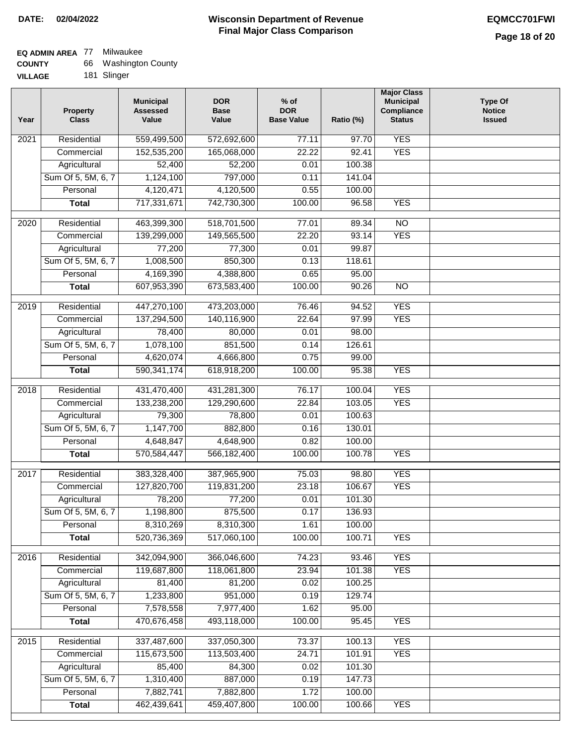**DATE: 02/04/2022**

# Wisconsin Department of Revenue
## Final Major Class Comparison

**EQMCC701FWI**

**EQ ADMIN AREA** 77 Milwaukee
**COUNTY** 66 Washington County
**VILLAGE** 181 Slinger

| Year | Property Class | Municipal Assessed Value | DOR Base Value | % of DOR Base Value | Ratio (%) | Major Class Municipal Compliance Status | Type Of Notice Issued |
|---|---|---|---|---|---|---|---|
| 2021 | Residential | 559,499,500 | 572,692,600 | 77.11 | 97.70 | YES | |
| | Commercial | 152,535,200 | 165,068,000 | 22.22 | 92.41 | YES | |
| | Agricultural | 52,400 | 52,200 | 0.01 | 100.38 | | |
| | Sum Of 5, 5M, 6, 7 | 1,124,100 | 797,000 | 0.11 | 141.04 | | |
| | Personal | 4,120,471 | 4,120,500 | 0.55 | 100.00 | | |
| | **Total** | 717,331,671 | 742,730,300 | 100.00 | 96.58 | YES | |
| 2020 | Residential | 463,399,300 | 518,701,500 | 77.01 | 89.34 | NO | |
| | Commercial | 139,299,000 | 149,565,500 | 22.20 | 93.14 | YES | |
| | Agricultural | 77,200 | 77,300 | 0.01 | 99.87 | | |
| | Sum Of 5, 5M, 6, 7 | 1,008,500 | 850,300 | 0.13 | 118.61 | | |
| | Personal | 4,169,390 | 4,388,800 | 0.65 | 95.00 | | |
| | **Total** | 607,953,390 | 673,583,400 | 100.00 | 90.26 | NO | |
| 2019 | Residential | 447,270,100 | 473,203,000 | 76.46 | 94.52 | YES | |
| | Commercial | 137,294,500 | 140,116,900 | 22.64 | 97.99 | YES | |
| | Agricultural | 78,400 | 80,000 | 0.01 | 98.00 | | |
| | Sum Of 5, 5M, 6, 7 | 1,078,100 | 851,500 | 0.14 | 126.61 | | |
| | Personal | 4,620,074 | 4,666,800 | 0.75 | 99.00 | | |
| | **Total** | 590,341,174 | 618,918,200 | 100.00 | 95.38 | YES | |
| 2018 | Residential | 431,470,400 | 431,281,300 | 76.17 | 100.04 | YES | |
| | Commercial | 133,238,200 | 129,290,600 | 22.84 | 103.05 | YES | |
| | Agricultural | 79,300 | 78,800 | 0.01 | 100.63 | | |
| | Sum Of 5, 5M, 6, 7 | 1,147,700 | 882,800 | 0.16 | 130.01 | | |
| | Personal | 4,648,847 | 4,648,900 | 0.82 | 100.00 | | |
| | **Total** | 570,584,447 | 566,182,400 | 100.00 | 100.78 | YES | |
| 2017 | Residential | 383,328,400 | 387,965,900 | 75.03 | 98.80 | YES | |
| | Commercial | 127,820,700 | 119,831,200 | 23.18 | 106.67 | YES | |
| | Agricultural | 78,200 | 77,200 | 0.01 | 101.30 | | |
| | Sum Of 5, 5M, 6, 7 | 1,198,800 | 875,500 | 0.17 | 136.93 | | |
| | Personal | 8,310,269 | 8,310,300 | 1.61 | 100.00 | | |
| | **Total** | 520,736,369 | 517,060,100 | 100.00 | 100.71 | YES | |
| 2016 | Residential | 342,094,900 | 366,046,600 | 74.23 | 93.46 | YES | |
| | Commercial | 119,687,800 | 118,061,800 | 23.94 | 101.38 | YES | |
| | Agricultural | 81,400 | 81,200 | 0.02 | 100.25 | | |
| | Sum Of 5, 5M, 6, 7 | 1,233,800 | 951,000 | 0.19 | 129.74 | | |
| | Personal | 7,578,558 | 7,977,400 | 1.62 | 95.00 | | |
| | **Total** | 470,676,458 | 493,118,000 | 100.00 | 95.45 | YES | |
| 2015 | Residential | 337,487,600 | 337,050,300 | 73.37 | 100.13 | YES | |
| | Commercial | 115,673,500 | 113,503,400 | 24.71 | 101.91 | YES | |
| | Agricultural | 85,400 | 84,300 | 0.02 | 101.30 | | |
| | Sum Of 5, 5M, 6, 7 | 1,310,400 | 887,000 | 0.19 | 147.73 | | |
| | Personal | 7,882,741 | 7,882,800 | 1.72 | 100.00 | | |
| | **Total** | 462,439,641 | 459,407,800 | 100.00 | 100.66 | YES | |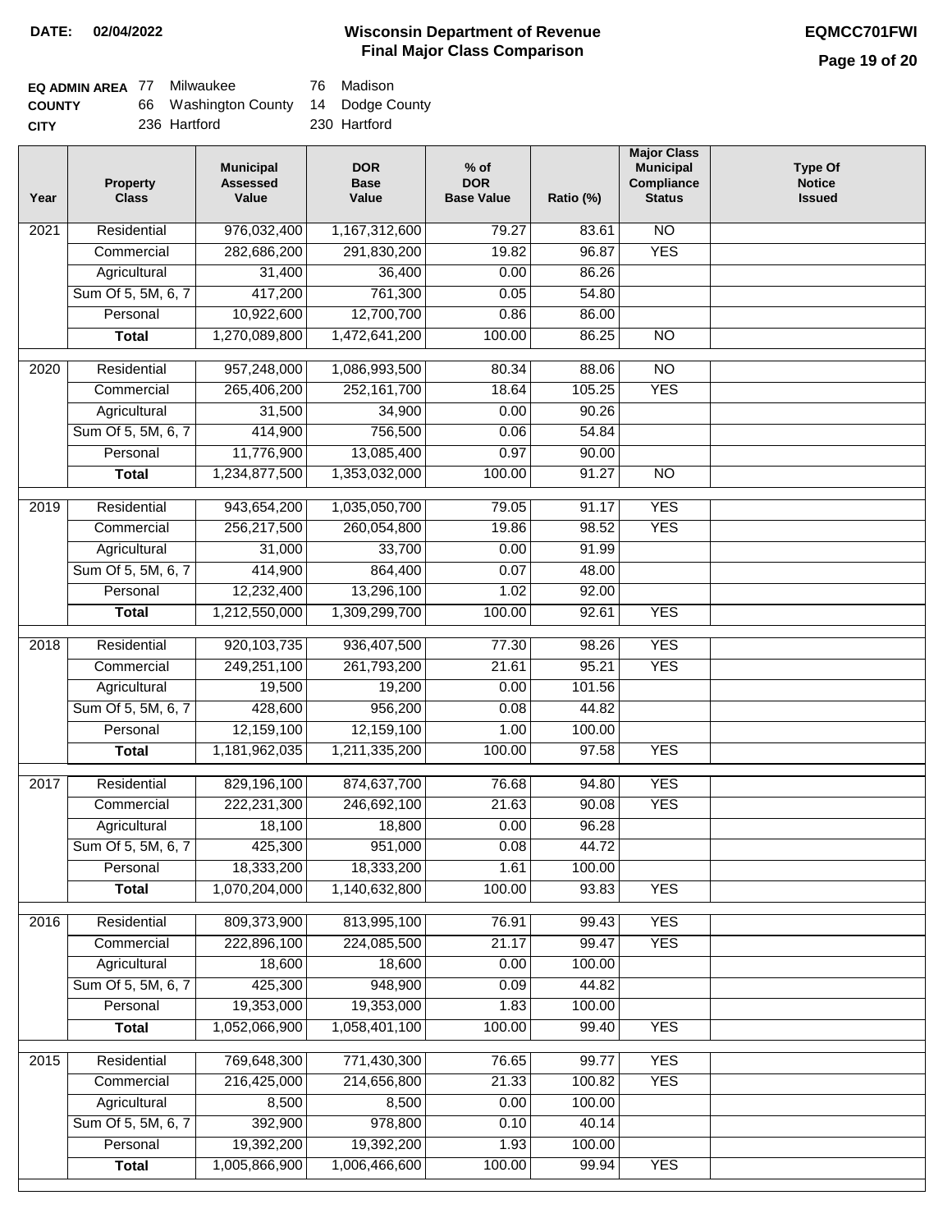**DATE: 02/04/2022**

# Wisconsin Department of Revenue
## Final Major Class Comparison

**EQMCC701FWI**

| | | | | |
|---|---|---|---|---|
| **EQ ADMIN AREA** | 77 | Milwaukee | 76 | Madison |
| **COUNTY** | 66 | Washington County | 14 | Dodge County |
| **CITY** | | 236 Hartford | | 230 Hartford |

| Year | Property Class | Municipal Assessed Value | DOR Base Value | % of DOR Base Value | Ratio (%) | Major Class Municipal Compliance Status | Type Of Notice Issued |
|---|---|---|---|---|---|---|---|
| 2021 | Residential | 976,032,400 | 1,167,312,600 | 79.27 | 83.61 | NO | |
| | Commercial | 282,686,200 | 291,830,200 | 19.82 | 96.87 | YES | |
| | Agricultural | 31,400 | 36,400 | 0.00 | 86.26 | | |
| | Sum Of 5, 5M, 6, 7 | 417,200 | 761,300 | 0.05 | 54.80 | | |
| | Personal | 10,922,600 | 12,700,700 | 0.86 | 86.00 | | |
| | **Total** | 1,270,089,800 | 1,472,641,200 | 100.00 | 86.25 | NO | |
| 2020 | Residential | 957,248,000 | 1,086,993,500 | 80.34 | 88.06 | NO | |
| | Commercial | 265,406,200 | 252,161,700 | 18.64 | 105.25 | YES | |
| | Agricultural | 31,500 | 34,900 | 0.00 | 90.26 | | |
| | Sum Of 5, 5M, 6, 7 | 414,900 | 756,500 | 0.06 | 54.84 | | |
| | Personal | 11,776,900 | 13,085,400 | 0.97 | 90.00 | | |
| | **Total** | 1,234,877,500 | 1,353,032,000 | 100.00 | 91.27 | NO | |
| 2019 | Residential | 943,654,200 | 1,035,050,700 | 79.05 | 91.17 | YES | |
| | Commercial | 256,217,500 | 260,054,800 | 19.86 | 98.52 | YES | |
| | Agricultural | 31,000 | 33,700 | 0.00 | 91.99 | | |
| | Sum Of 5, 5M, 6, 7 | 414,900 | 864,400 | 0.07 | 48.00 | | |
| | Personal | 12,232,400 | 13,296,100 | 1.02 | 92.00 | | |
| | **Total** | 1,212,550,000 | 1,309,299,700 | 100.00 | 92.61 | YES | |
| 2018 | Residential | 920,103,735 | 936,407,500 | 77.30 | 98.26 | YES | |
| | Commercial | 249,251,100 | 261,793,200 | 21.61 | 95.21 | YES | |
| | Agricultural | 19,500 | 19,200 | 0.00 | 101.56 | | |
| | Sum Of 5, 5M, 6, 7 | 428,600 | 956,200 | 0.08 | 44.82 | | |
| | Personal | 12,159,100 | 12,159,100 | 1.00 | 100.00 | | |
| | **Total** | 1,181,962,035 | 1,211,335,200 | 100.00 | 97.58 | YES | |
| 2017 | Residential | 829,196,100 | 874,637,700 | 76.68 | 94.80 | YES | |
| | Commercial | 222,231,300 | 246,692,100 | 21.63 | 90.08 | YES | |
| | Agricultural | 18,100 | 18,800 | 0.00 | 96.28 | | |
| | Sum Of 5, 5M, 6, 7 | 425,300 | 951,000 | 0.08 | 44.72 | | |
| | Personal | 18,333,200 | 18,333,200 | 1.61 | 100.00 | | |
| | **Total** | 1,070,204,000 | 1,140,632,800 | 100.00 | 93.83 | YES | |
| 2016 | Residential | 809,373,900 | 813,995,100 | 76.91 | 99.43 | YES | |
| | Commercial | 222,896,100 | 224,085,500 | 21.17 | 99.47 | YES | |
| | Agricultural | 18,600 | 18,600 | 0.00 | 100.00 | | |
| | Sum Of 5, 5M, 6, 7 | 425,300 | 948,900 | 0.09 | 44.82 | | |
| | Personal | 19,353,000 | 19,353,000 | 1.83 | 100.00 | | |
| | **Total** | 1,052,066,900 | 1,058,401,100 | 100.00 | 99.40 | YES | |
| 2015 | Residential | 769,648,300 | 771,430,300 | 76.65 | 99.77 | YES | |
| | Commercial | 216,425,000 | 214,656,800 | 21.33 | 100.82 | YES | |
| | Agricultural | 8,500 | 8,500 | 0.00 | 100.00 | | |
| | Sum Of 5, 5M, 6, 7 | 392,900 | 978,800 | 0.10 | 40.14 | | |
| | Personal | 19,392,200 | 19,392,200 | 1.93 | 100.00 | | |
| | **Total** | 1,005,866,900 | 1,006,466,600 | 100.00 | 99.94 | YES | |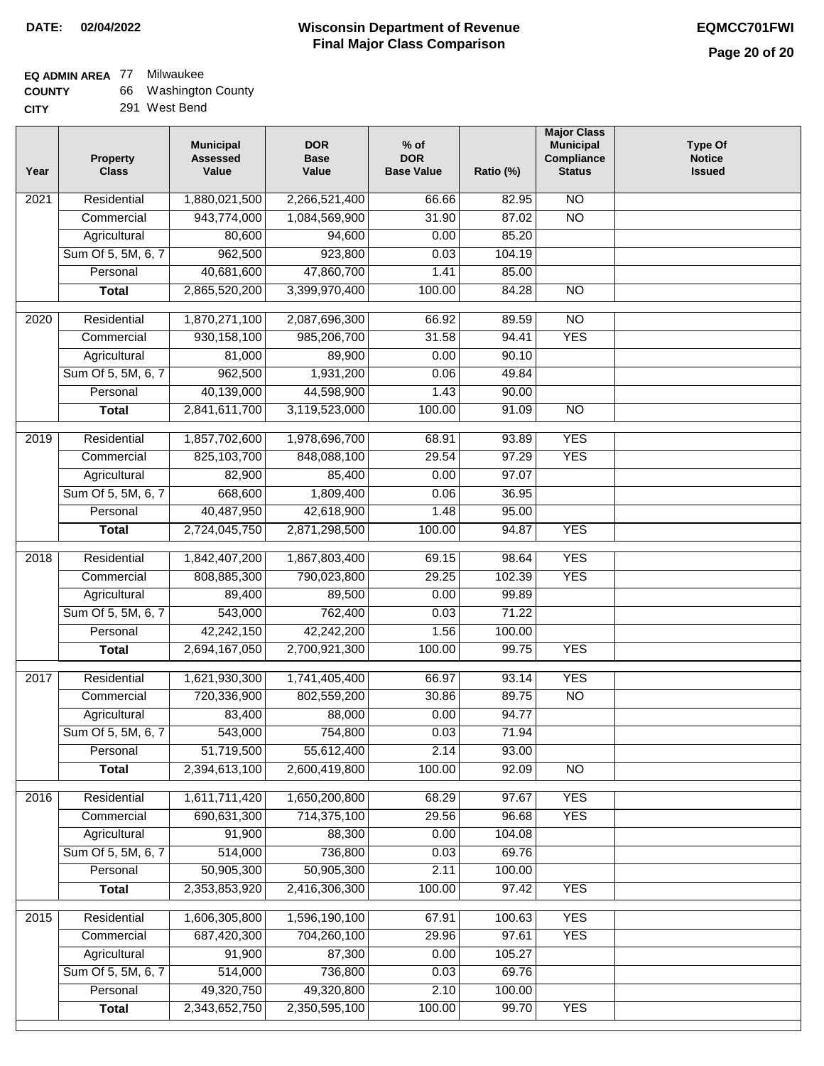**DATE: 02/04/2022**

# Wisconsin Department of Revenue
## Final Major Class Comparison

**EQMCC701FWI**

**EQ ADMIN AREA** 77 Milwaukee
**COUNTY** 66 Washington County
**CITY** 291 West Bend

| Year | Property Class | Municipal Assessed Value | DOR Base Value | % of DOR Base Value | Ratio (%) | Major Class Municipal Compliance Status | Type Of Notice Issued |
|---|---|---|---|---|---|---|---|
| 2021 | Residential | 1,880,021,500 | 2,266,521,400 | 66.66 | 82.95 | NO | |
| | Commercial | 943,774,000 | 1,084,569,900 | 31.90 | 87.02 | NO | |
| | Agricultural | 80,600 | 94,600 | 0.00 | 85.20 | | |
| | Sum Of 5, 5M, 6, 7 | 962,500 | 923,800 | 0.03 | 104.19 | | |
| | Personal | 40,681,600 | 47,860,700 | 1.41 | 85.00 | | |
| | **Total** | 2,865,520,200 | 3,399,970,400 | 100.00 | 84.28 | NO | |
| 2020 | Residential | 1,870,271,100 | 2,087,696,300 | 66.92 | 89.59 | NO | |
| | Commercial | 930,158,100 | 985,206,700 | 31.58 | 94.41 | YES | |
| | Agricultural | 81,000 | 89,900 | 0.00 | 90.10 | | |
| | Sum Of 5, 5M, 6, 7 | 962,500 | 1,931,200 | 0.06 | 49.84 | | |
| | Personal | 40,139,000 | 44,598,900 | 1.43 | 90.00 | | |
| | **Total** | 2,841,611,700 | 3,119,523,000 | 100.00 | 91.09 | NO | |
| 2019 | Residential | 1,857,702,600 | 1,978,696,700 | 68.91 | 93.89 | YES | |
| | Commercial | 825,103,700 | 848,088,100 | 29.54 | 97.29 | YES | |
| | Agricultural | 82,900 | 85,400 | 0.00 | 97.07 | | |
| | Sum Of 5, 5M, 6, 7 | 668,600 | 1,809,400 | 0.06 | 36.95 | | |
| | Personal | 40,487,950 | 42,618,900 | 1.48 | 95.00 | | |
| | **Total** | 2,724,045,750 | 2,871,298,500 | 100.00 | 94.87 | YES | |
| 2018 | Residential | 1,842,407,200 | 1,867,803,400 | 69.15 | 98.64 | YES | |
| | Commercial | 808,885,300 | 790,023,800 | 29.25 | 102.39 | YES | |
| | Agricultural | 89,400 | 89,500 | 0.00 | 99.89 | | |
| | Sum Of 5, 5M, 6, 7 | 543,000 | 762,400 | 0.03 | 71.22 | | |
| | Personal | 42,242,150 | 42,242,200 | 1.56 | 100.00 | | |
| | **Total** | 2,694,167,050 | 2,700,921,300 | 100.00 | 99.75 | YES | |
| 2017 | Residential | 1,621,930,300 | 1,741,405,400 | 66.97 | 93.14 | YES | |
| | Commercial | 720,336,900 | 802,559,200 | 30.86 | 89.75 | NO | |
| | Agricultural | 83,400 | 88,000 | 0.00 | 94.77 | | |
| | Sum Of 5, 5M, 6, 7 | 543,000 | 754,800 | 0.03 | 71.94 | | |
| | Personal | 51,719,500 | 55,612,400 | 2.14 | 93.00 | | |
| | **Total** | 2,394,613,100 | 2,600,419,800 | 100.00 | 92.09 | NO | |
| 2016 | Residential | 1,611,711,420 | 1,650,200,800 | 68.29 | 97.67 | YES | |
| | Commercial | 690,631,300 | 714,375,100 | 29.56 | 96.68 | YES | |
| | Agricultural | 91,900 | 88,300 | 0.00 | 104.08 | | |
| | Sum Of 5, 5M, 6, 7 | 514,000 | 736,800 | 0.03 | 69.76 | | |
| | Personal | 50,905,300 | 50,905,300 | 2.11 | 100.00 | | |
| | **Total** | 2,353,853,920 | 2,416,306,300 | 100.00 | 97.42 | YES | |
| 2015 | Residential | 1,606,305,800 | 1,596,190,100 | 67.91 | 100.63 | YES | |
| | Commercial | 687,420,300 | 704,260,100 | 29.96 | 97.61 | YES | |
| | Agricultural | 91,900 | 87,300 | 0.00 | 105.27 | | |
| | Sum Of 5, 5M, 6, 7 | 514,000 | 736,800 | 0.03 | 69.76 | | |
| | Personal | 49,320,750 | 49,320,800 | 2.10 | 100.00 | | |
| | **Total** | 2,343,652,750 | 2,350,595,100 | 100.00 | 99.70 | YES | |